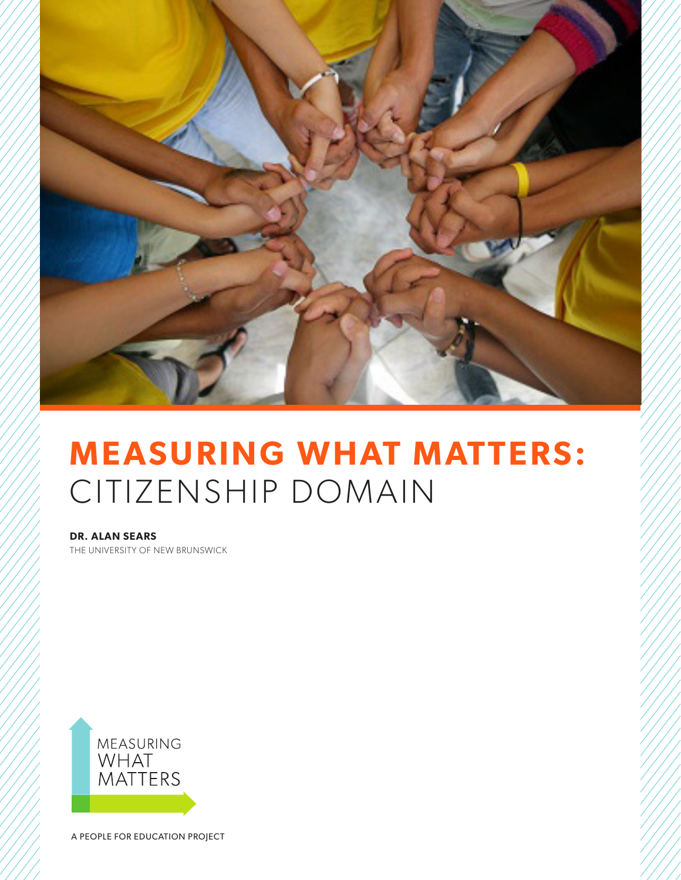# MEASURING WHAT MATTERS: CITIZENSHIP DOMAIN

**DR. ALAN SEARS**
THE UNIVERSITY OF NEW BRUNSWICK

MEASURING WHAT MATTERS

A PEOPLE FOR EDUCATION PROJECT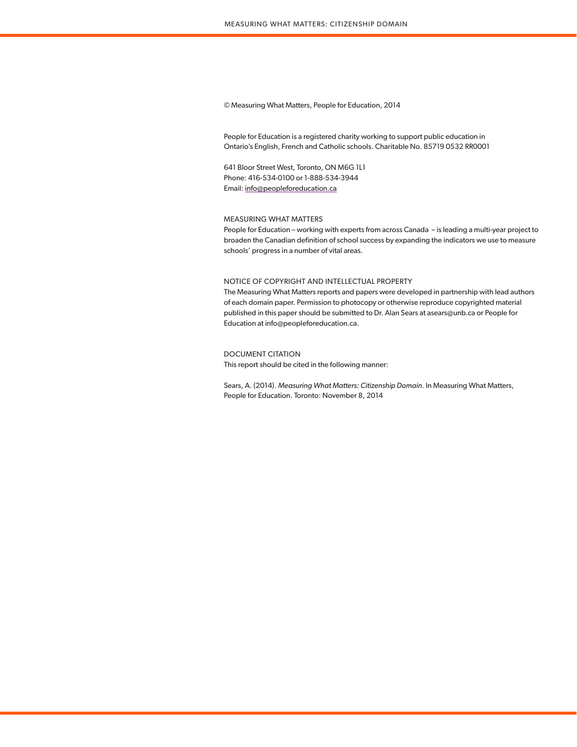© Measuring What Matters, People for Education, 2014

People for Education is a registered charity working to support public education in Ontario's English, French and Catholic schools. Charitable No. 85719 0532 RR0001

641 Bloor Street West, Toronto, ON M6G 1L1
Phone: 416-534-0100 or 1-888-534-3944
Email: info@peopleforeducation.ca

MEASURING WHAT MATTERS
People for Education – working with experts from across Canada – is leading a multi-year project to broaden the Canadian definition of school success by expanding the indicators we use to measure schools' progress in a number of vital areas.

NOTICE OF COPYRIGHT AND INTELLECTUAL PROPERTY
The Measuring What Matters reports and papers were developed in partnership with lead authors of each domain paper. Permission to photocopy or otherwise reproduce copyrighted material published in this paper should be submitted to Dr. Alan Sears at asears@unb.ca or People for Education at info@peopleforeducation.ca.

DOCUMENT CITATION
This report should be cited in the following manner:

Sears, A. (2014). *Measuring What Matters: Citizenship Domain*. In Measuring What Matters, People for Education. Toronto: November 8, 2014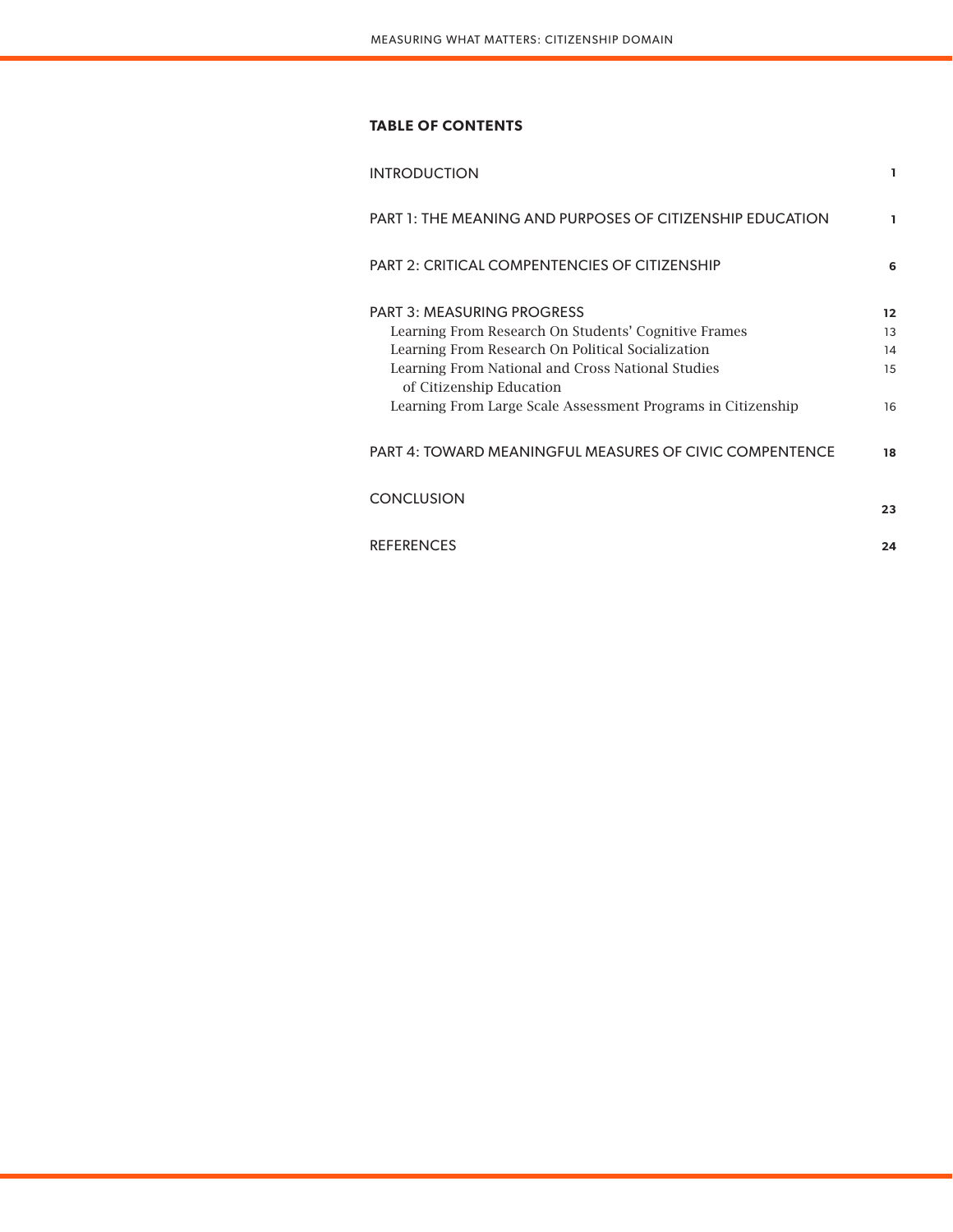**TABLE OF CONTENTS**

| | |
|---|---|
| INTRODUCTION | **1** |
| PART 1: THE MEANING AND PURPOSES OF CITIZENSHIP EDUCATION | **1** |
| PART 2: CRITICAL COMPENTENCIES OF CITIZENSHIP | **6** |
| PART 3: MEASURING PROGRESS | **12** |
| Learning From Research On Students' Cognitive Frames | 13 |
| Learning From Research On Political Socialization | 14 |
| Learning From National and Cross National Studies of Citizenship Education | 15 |
| Learning From Large Scale Assessment Programs in Citizenship | 16 |
| PART 4: TOWARD MEANINGFUL MEASURES OF CIVIC COMPENTENCE | **18** |
| CONCLUSION | **23** |
| REFERENCES | **24** |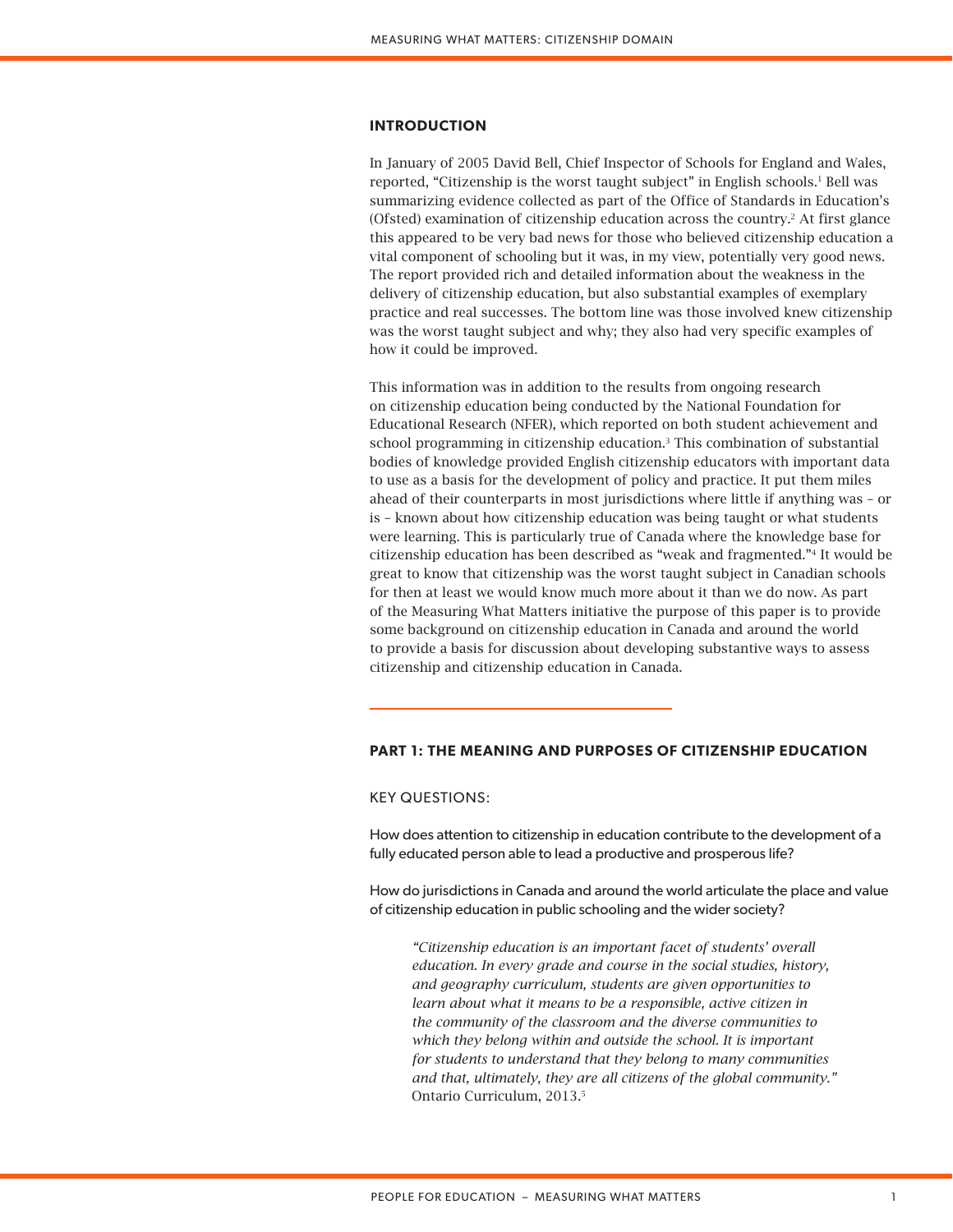## INTRODUCTION

In January of 2005 David Bell, Chief Inspector of Schools for England and Wales, reported, "Citizenship is the worst taught subject" in English schools.[1] Bell was summarizing evidence collected as part of the Office of Standards in Education's (Ofsted) examination of citizenship education across the country.[2] At first glance this appeared to be very bad news for those who believed citizenship education a vital component of schooling but it was, in my view, potentially very good news. The report provided rich and detailed information about the weakness in the delivery of citizenship education, but also substantial examples of exemplary practice and real successes. The bottom line was those involved knew citizenship was the worst taught subject and why; they also had very specific examples of how it could be improved.

This information was in addition to the results from ongoing research on citizenship education being conducted by the National Foundation for Educational Research (NFER), which reported on both student achievement and school programming in citizenship education.[3] This combination of substantial bodies of knowledge provided English citizenship educators with important data to use as a basis for the development of policy and practice. It put them miles ahead of their counterparts in most jurisdictions where little if anything was – or is – known about how citizenship education was being taught or what students were learning. This is particularly true of Canada where the knowledge base for citizenship education has been described as "weak and fragmented."[4] It would be great to know that citizenship was the worst taught subject in Canadian schools for then at least we would know much more about it than we do now. As part of the Measuring What Matters initiative the purpose of this paper is to provide some background on citizenship education in Canada and around the world to provide a basis for discussion about developing substantive ways to assess citizenship and citizenship education in Canada.

## PART 1: THE MEANING AND PURPOSES OF CITIZENSHIP EDUCATION

KEY QUESTIONS:

How does attention to citizenship in education contribute to the development of a fully educated person able to lead a productive and prosperous life?

How do jurisdictions in Canada and around the world articulate the place and value of citizenship education in public schooling and the wider society?

> *"Citizenship education is an important facet of students' overall education. In every grade and course in the social studies, history, and geography curriculum, students are given opportunities to learn about what it means to be a responsible, active citizen in the community of the classroom and the diverse communities to which they belong within and outside the school. It is important for students to understand that they belong to many communities and that, ultimately, they are all citizens of the global community."* Ontario Curriculum, 2013.[5]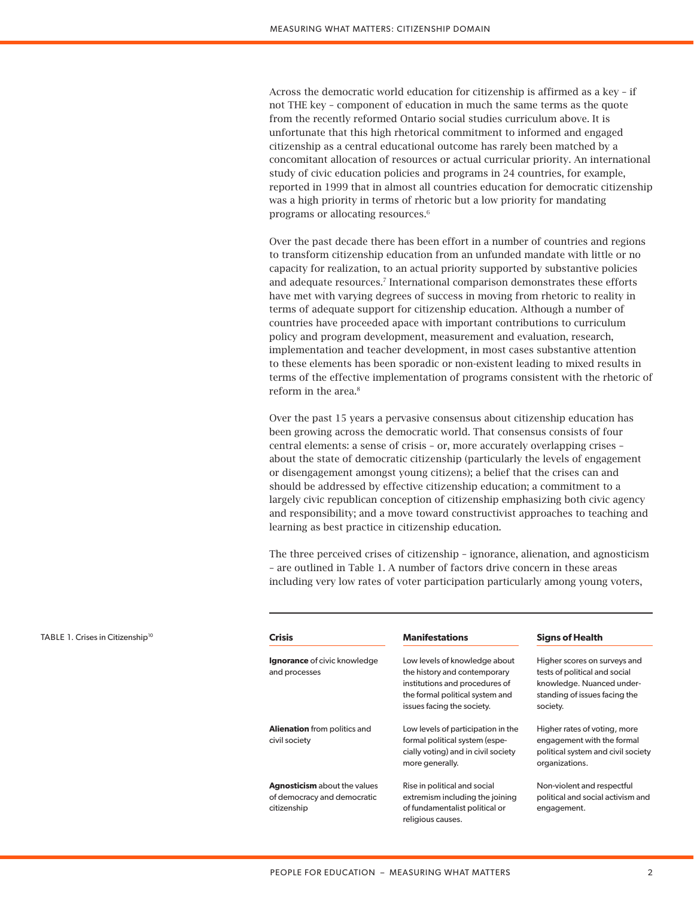Across the democratic world education for citizenship is affirmed as a key – if not THE key – component of education in much the same terms as the quote from the recently reformed Ontario social studies curriculum above. It is unfortunate that this high rhetorical commitment to informed and engaged citizenship as a central educational outcome has rarely been matched by a concomitant allocation of resources or actual curricular priority. An international study of civic education policies and programs in 24 countries, for example, reported in 1999 that in almost all countries education for democratic citizenship was a high priority in terms of rhetoric but a low priority for mandating programs or allocating resources.[6]

Over the past decade there has been effort in a number of countries and regions to transform citizenship education from an unfunded mandate with little or no capacity for realization, to an actual priority supported by substantive policies and adequate resources.[7] International comparison demonstrates these efforts have met with varying degrees of success in moving from rhetoric to reality in terms of adequate support for citizenship education. Although a number of countries have proceeded apace with important contributions to curriculum policy and program development, measurement and evaluation, research, implementation and teacher development, in most cases substantive attention to these elements has been sporadic or non-existent leading to mixed results in terms of the effective implementation of programs consistent with the rhetoric of reform in the area.[8]

Over the past 15 years a pervasive consensus about citizenship education has been growing across the democratic world. That consensus consists of four central elements: a sense of crisis – or, more accurately overlapping crises – about the state of democratic citizenship (particularly the levels of engagement or disengagement amongst young citizens); a belief that the crises can and should be addressed by effective citizenship education; a commitment to a largely civic republican conception of citizenship emphasizing both civic agency and responsibility; and a move toward constructivist approaches to teaching and learning as best practice in citizenship education.

The three perceived crises of citizenship – ignorance, alienation, and agnosticism – are outlined in Table 1. A number of factors drive concern in these areas including very low rates of voter participation particularly among young voters,

TABLE 1. Crises in Citizenship[10]

| Crisis | Manifestations | Signs of Health |
|---|---|---|
| **Ignorance** of civic knowledge and processes | Low levels of knowledge about the history and contemporary institutions and procedures of the formal political system and issues facing the society. | Higher scores on surveys and tests of political and social knowledge. Nuanced understanding of issues facing the society. |
| **Alienation** from politics and civil society | Low levels of participation in the formal political system (especially voting) and in civil society more generally. | Higher rates of voting, more engagement with the formal political system and civil society organizations. |
| **Agnosticism** about the values of democracy and democratic citizenship | Rise in political and social extremism including the joining of fundamentalist political or religious causes. | Non-violent and respectful political and social activism and engagement. |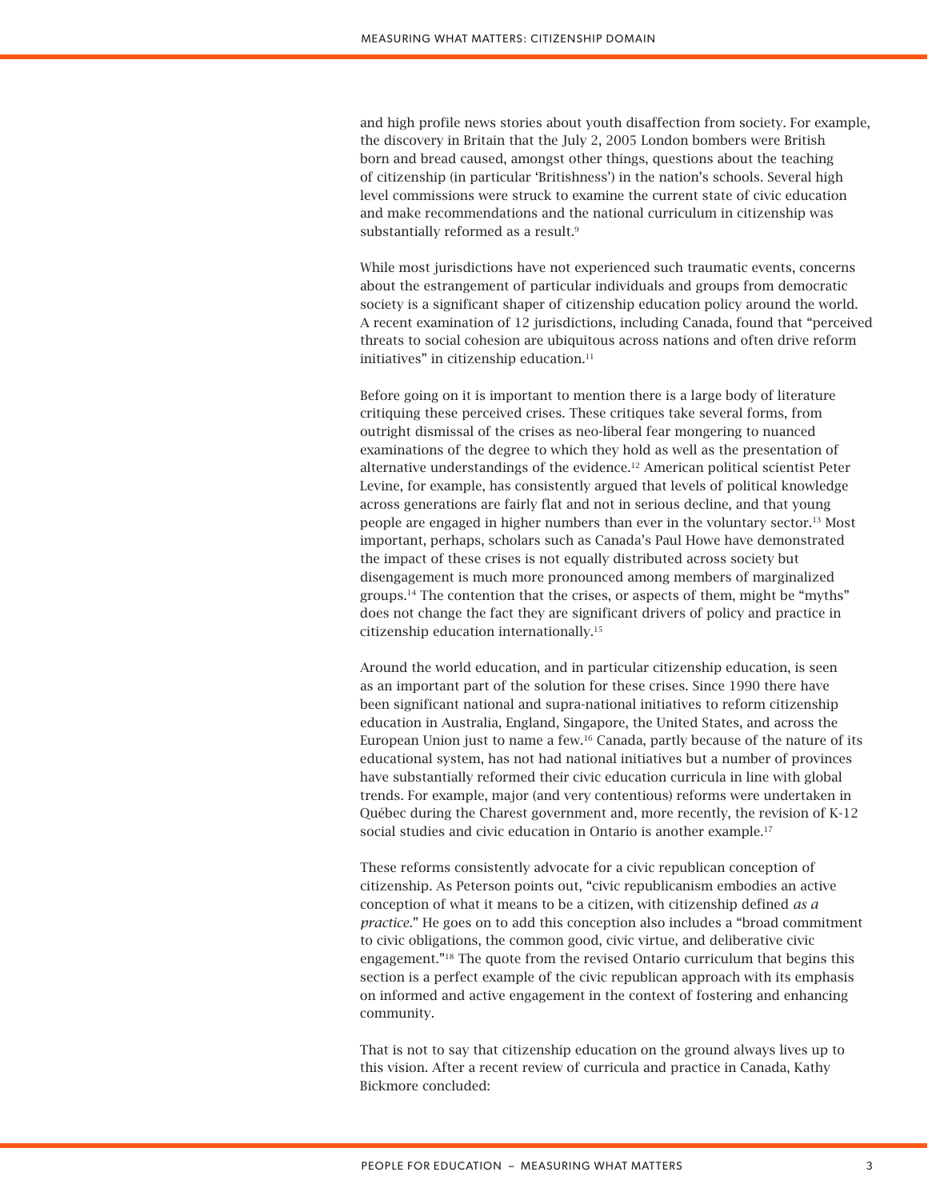and high profile news stories about youth disaffection from society. For example, the discovery in Britain that the July 2, 2005 London bombers were British born and bread caused, amongst other things, questions about the teaching of citizenship (in particular 'Britishness') in the nation's schools. Several high level commissions were struck to examine the current state of civic education and make recommendations and the national curriculum in citizenship was substantially reformed as a result.[9]

While most jurisdictions have not experienced such traumatic events, concerns about the estrangement of particular individuals and groups from democratic society is a significant shaper of citizenship education policy around the world. A recent examination of 12 jurisdictions, including Canada, found that "perceived threats to social cohesion are ubiquitous across nations and often drive reform initiatives" in citizenship education.[11]

Before going on it is important to mention there is a large body of literature critiquing these perceived crises. These critiques take several forms, from outright dismissal of the crises as neo-liberal fear mongering to nuanced examinations of the degree to which they hold as well as the presentation of alternative understandings of the evidence.[12] American political scientist Peter Levine, for example, has consistently argued that levels of political knowledge across generations are fairly flat and not in serious decline, and that young people are engaged in higher numbers than ever in the voluntary sector.[13] Most important, perhaps, scholars such as Canada's Paul Howe have demonstrated the impact of these crises is not equally distributed across society but disengagement is much more pronounced among members of marginalized groups.[14] The contention that the crises, or aspects of them, might be "myths" does not change the fact they are significant drivers of policy and practice in citizenship education internationally.[15]

Around the world education, and in particular citizenship education, is seen as an important part of the solution for these crises. Since 1990 there have been significant national and supra-national initiatives to reform citizenship education in Australia, England, Singapore, the United States, and across the European Union just to name a few.[16] Canada, partly because of the nature of its educational system, has not had national initiatives but a number of provinces have substantially reformed their civic education curricula in line with global trends. For example, major (and very contentious) reforms were undertaken in Québec during the Charest government and, more recently, the revision of K-12 social studies and civic education in Ontario is another example.[17]

These reforms consistently advocate for a civic republican conception of citizenship. As Peterson points out, "civic republicanism embodies an active conception of what it means to be a citizen, with citizenship defined *as a practice*." He goes on to add this conception also includes a "broad commitment to civic obligations, the common good, civic virtue, and deliberative civic engagement."[18] The quote from the revised Ontario curriculum that begins this section is a perfect example of the civic republican approach with its emphasis on informed and active engagement in the context of fostering and enhancing community.

That is not to say that citizenship education on the ground always lives up to this vision. After a recent review of curricula and practice in Canada, Kathy Bickmore concluded: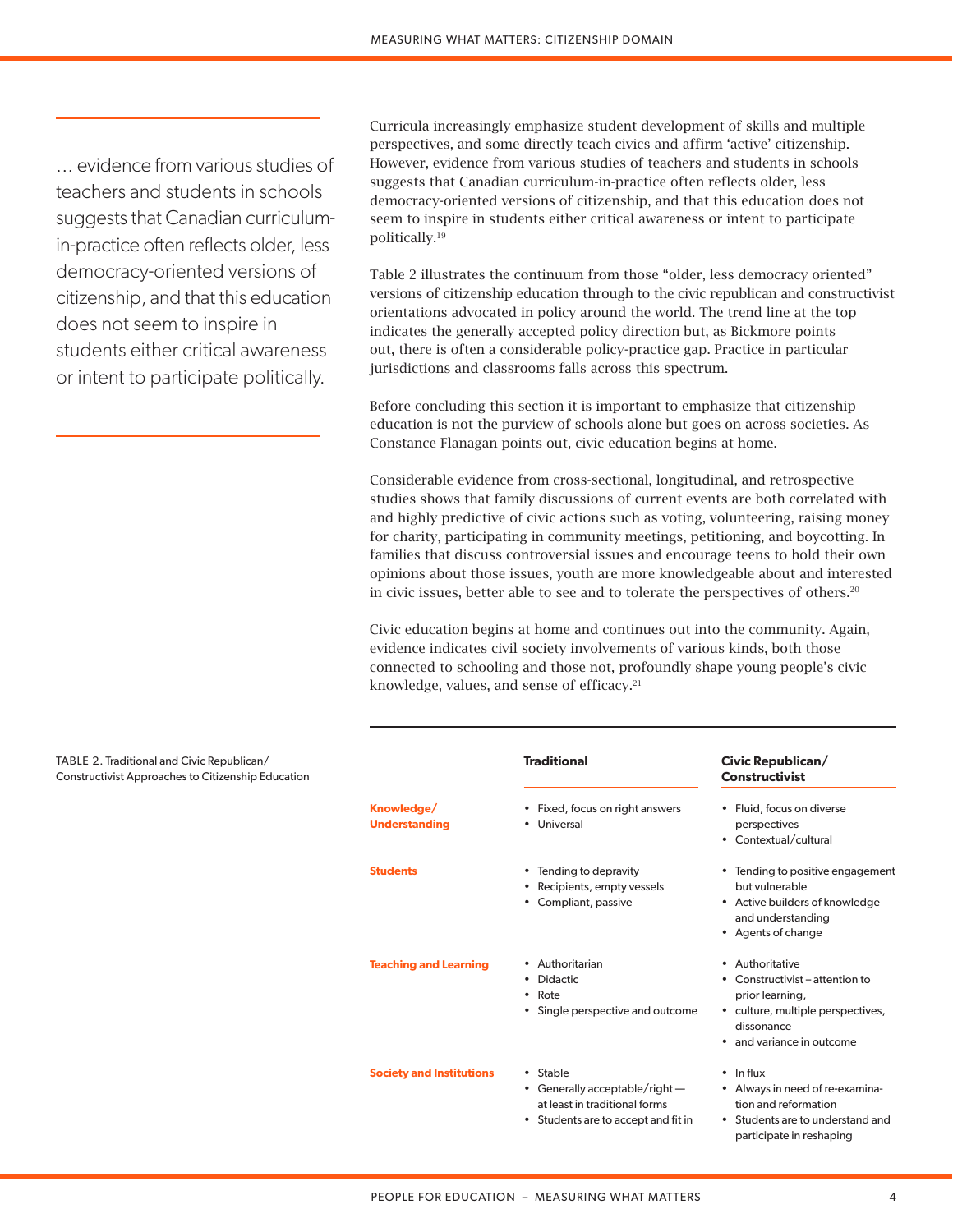> … evidence from various studies of teachers and students in schools suggests that Canadian curriculum-in-practice often reflects older, less democracy-oriented versions of citizenship, and that this education does not seem to inspire in students either critical awareness or intent to participate politically.

Curricula increasingly emphasize student development of skills and multiple perspectives, and some directly teach civics and affirm 'active' citizenship. However, evidence from various studies of teachers and students in schools suggests that Canadian curriculum-in-practice often reflects older, less democracy-oriented versions of citizenship, and that this education does not seem to inspire in students either critical awareness or intent to participate politically.[19]

Table 2 illustrates the continuum from those "older, less democracy oriented" versions of citizenship education through to the civic republican and constructivist orientations advocated in policy around the world. The trend line at the top indicates the generally accepted policy direction but, as Bickmore points out, there is often a considerable policy-practice gap. Practice in particular jurisdictions and classrooms falls across this spectrum.

Before concluding this section it is important to emphasize that citizenship education is not the purview of schools alone but goes on across societies. As Constance Flanagan points out, civic education begins at home.

Considerable evidence from cross-sectional, longitudinal, and retrospective studies shows that family discussions of current events are both correlated with and highly predictive of civic actions such as voting, volunteering, raising money for charity, participating in community meetings, petitioning, and boycotting. In families that discuss controversial issues and encourage teens to hold their own opinions about those issues, youth are more knowledgeable about and interested in civic issues, better able to see and to tolerate the perspectives of others.[20]

Civic education begins at home and continues out into the community. Again, evidence indicates civil society involvements of various kinds, both those connected to schooling and those not, profoundly shape young people's civic knowledge, values, and sense of efficacy.[21]

TABLE 2. Traditional and Civic Republican/Constructivist Approaches to Citizenship Education

| | Traditional | Civic Republican/Constructivist |
|---|---|---|
| **Knowledge/Understanding** | • Fixed, focus on right answers<br>• Universal | • Fluid, focus on diverse perspectives<br>• Contextual/cultural |
| **Students** | • Tending to depravity<br>• Recipients, empty vessels<br>• Compliant, passive | • Tending to positive engagement but vulnerable<br>• Active builders of knowledge and understanding<br>• Agents of change |
| **Teaching and Learning** | • Authoritarian<br>• Didactic<br>• Rote<br>• Single perspective and outcome | • Authoritative<br>• Constructivist – attention to prior learning,<br>• culture, multiple perspectives, dissonance<br>• and variance in outcome |
| **Society and Institutions** | • Stable<br>• Generally acceptable/right — at least in traditional forms<br>• Students are to accept and fit in | • In flux<br>• Always in need of re-examination and reformation<br>• Students are to understand and participate in reshaping |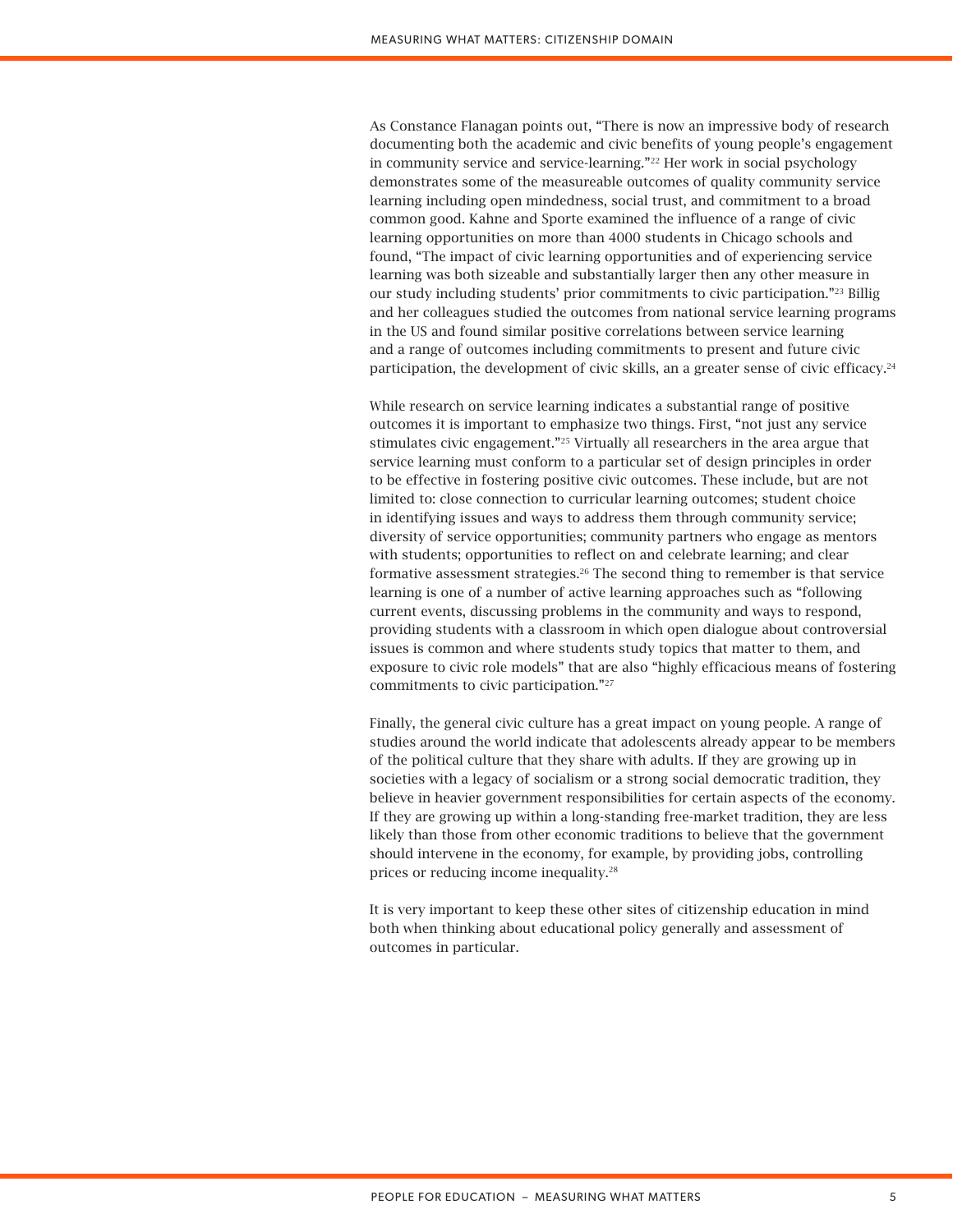As Constance Flanagan points out, "There is now an impressive body of research documenting both the academic and civic benefits of young people's engagement in community service and service-learning."[22] Her work in social psychology demonstrates some of the measureable outcomes of quality community service learning including open mindedness, social trust, and commitment to a broad common good. Kahne and Sporte examined the influence of a range of civic learning opportunities on more than 4000 students in Chicago schools and found, "The impact of civic learning opportunities and of experiencing service learning was both sizeable and substantially larger then any other measure in our study including students' prior commitments to civic participation."[23] Billig and her colleagues studied the outcomes from national service learning programs in the US and found similar positive correlations between service learning and a range of outcomes including commitments to present and future civic participation, the development of civic skills, an a greater sense of civic efficacy.[24]

While research on service learning indicates a substantial range of positive outcomes it is important to emphasize two things. First, "not just any service stimulates civic engagement."[25] Virtually all researchers in the area argue that service learning must conform to a particular set of design principles in order to be effective in fostering positive civic outcomes. These include, but are not limited to: close connection to curricular learning outcomes; student choice in identifying issues and ways to address them through community service; diversity of service opportunities; community partners who engage as mentors with students; opportunities to reflect on and celebrate learning; and clear formative assessment strategies.[26] The second thing to remember is that service learning is one of a number of active learning approaches such as "following current events, discussing problems in the community and ways to respond, providing students with a classroom in which open dialogue about controversial issues is common and where students study topics that matter to them, and exposure to civic role models" that are also "highly efficacious means of fostering commitments to civic participation."[27]

Finally, the general civic culture has a great impact on young people. A range of studies around the world indicate that adolescents already appear to be members of the political culture that they share with adults. If they are growing up in societies with a legacy of socialism or a strong social democratic tradition, they believe in heavier government responsibilities for certain aspects of the economy. If they are growing up within a long-standing free-market tradition, they are less likely than those from other economic traditions to believe that the government should intervene in the economy, for example, by providing jobs, controlling prices or reducing income inequality.[28]

It is very important to keep these other sites of citizenship education in mind both when thinking about educational policy generally and assessment of outcomes in particular.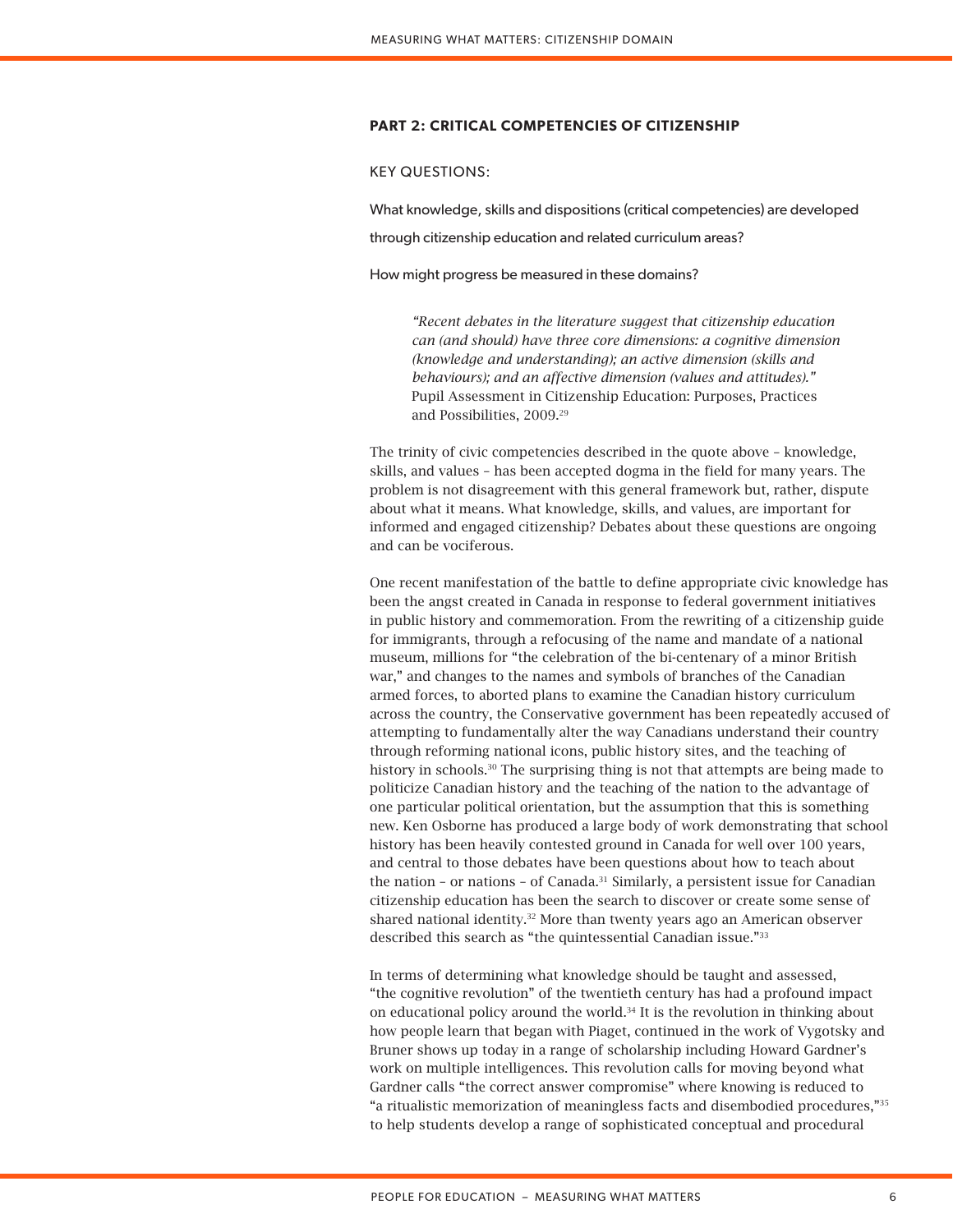### PART 2: CRITICAL COMPETENCIES OF CITIZENSHIP

KEY QUESTIONS:

What knowledge, skills and dispositions (critical competencies) are developed through citizenship education and related curriculum areas?

How might progress be measured in these domains?

> *"Recent debates in the literature suggest that citizenship education can (and should) have three core dimensions: a cognitive dimension (knowledge and understanding); an active dimension (skills and behaviours); and an affective dimension (values and attitudes)."* Pupil Assessment in Citizenship Education: Purposes, Practices and Possibilities, 2009.[29]

The trinity of civic competencies described in the quote above – knowledge, skills, and values – has been accepted dogma in the field for many years. The problem is not disagreement with this general framework but, rather, dispute about what it means. What knowledge, skills, and values, are important for informed and engaged citizenship? Debates about these questions are ongoing and can be vociferous.

One recent manifestation of the battle to define appropriate civic knowledge has been the angst created in Canada in response to federal government initiatives in public history and commemoration. From the rewriting of a citizenship guide for immigrants, through a refocusing of the name and mandate of a national museum, millions for "the celebration of the bi-centenary of a minor British war," and changes to the names and symbols of branches of the Canadian armed forces, to aborted plans to examine the Canadian history curriculum across the country, the Conservative government has been repeatedly accused of attempting to fundamentally alter the way Canadians understand their country through reforming national icons, public history sites, and the teaching of history in schools.[30] The surprising thing is not that attempts are being made to politicize Canadian history and the teaching of the nation to the advantage of one particular political orientation, but the assumption that this is something new. Ken Osborne has produced a large body of work demonstrating that school history has been heavily contested ground in Canada for well over 100 years, and central to those debates have been questions about how to teach about the nation – or nations – of Canada.[31] Similarly, a persistent issue for Canadian citizenship education has been the search to discover or create some sense of shared national identity.[32] More than twenty years ago an American observer described this search as "the quintessential Canadian issue."[33]

In terms of determining what knowledge should be taught and assessed, "the cognitive revolution" of the twentieth century has had a profound impact on educational policy around the world.[34] It is the revolution in thinking about how people learn that began with Piaget, continued in the work of Vygotsky and Bruner shows up today in a range of scholarship including Howard Gardner's work on multiple intelligences. This revolution calls for moving beyond what Gardner calls "the correct answer compromise" where knowing is reduced to "a ritualistic memorization of meaningless facts and disembodied procedures,"[35] to help students develop a range of sophisticated conceptual and procedural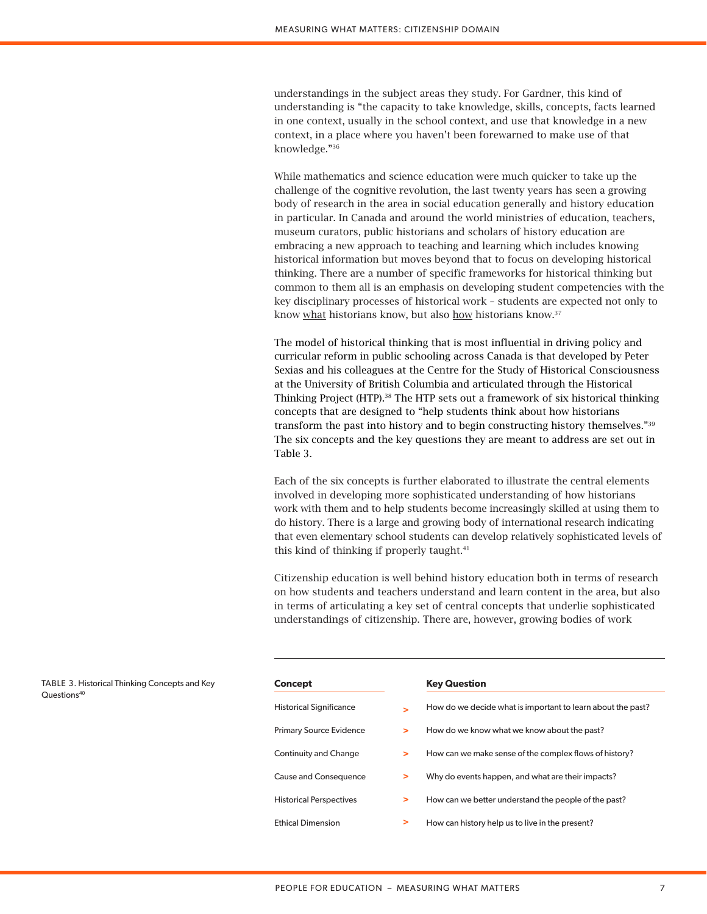understandings in the subject areas they study. For Gardner, this kind of understanding is "the capacity to take knowledge, skills, concepts, facts learned in one context, usually in the school context, and use that knowledge in a new context, in a place where you haven't been forewarned to make use of that knowledge."[36]

While mathematics and science education were much quicker to take up the challenge of the cognitive revolution, the last twenty years has seen a growing body of research in the area in social education generally and history education in particular. In Canada and around the world ministries of education, teachers, museum curators, public historians and scholars of history education are embracing a new approach to teaching and learning which includes knowing historical information but moves beyond that to focus on developing historical thinking. There are a number of specific frameworks for historical thinking but common to them all is an emphasis on developing student competencies with the key disciplinary processes of historical work – students are expected not only to know what historians know, but also how historians know.[37]

The model of historical thinking that is most influential in driving policy and curricular reform in public schooling across Canada is that developed by Peter Sexias and his colleagues at the Centre for the Study of Historical Consciousness at the University of British Columbia and articulated through the Historical Thinking Project (HTP).[38] The HTP sets out a framework of six historical thinking concepts that are designed to "help students think about how historians transform the past into history and to begin constructing history themselves."[39] The six concepts and the key questions they are meant to address are set out in Table 3.

Each of the six concepts is further elaborated to illustrate the central elements involved in developing more sophisticated understanding of how historians work with them and to help students become increasingly skilled at using them to do history. There is a large and growing body of international research indicating that even elementary school students can develop relatively sophisticated levels of this kind of thinking if properly taught.[41]

Citizenship education is well behind history education both in terms of research on how students and teachers understand and learn content in the area, but also in terms of articulating a key set of central concepts that underlie sophisticated understandings of citizenship. There are, however, growing bodies of work

TABLE 3. Historical Thinking Concepts and Key Questions[40]

| Concept | | Key Question |
|---|---|---|
| Historical Significance | > | How do we decide what is important to learn about the past? |
| Primary Source Evidence | > | How do we know what we know about the past? |
| Continuity and Change | > | How can we make sense of the complex flows of history? |
| Cause and Consequence | > | Why do events happen, and what are their impacts? |
| Historical Perspectives | > | How can we better understand the people of the past? |
| Ethical Dimension | > | How can history help us to live in the present? |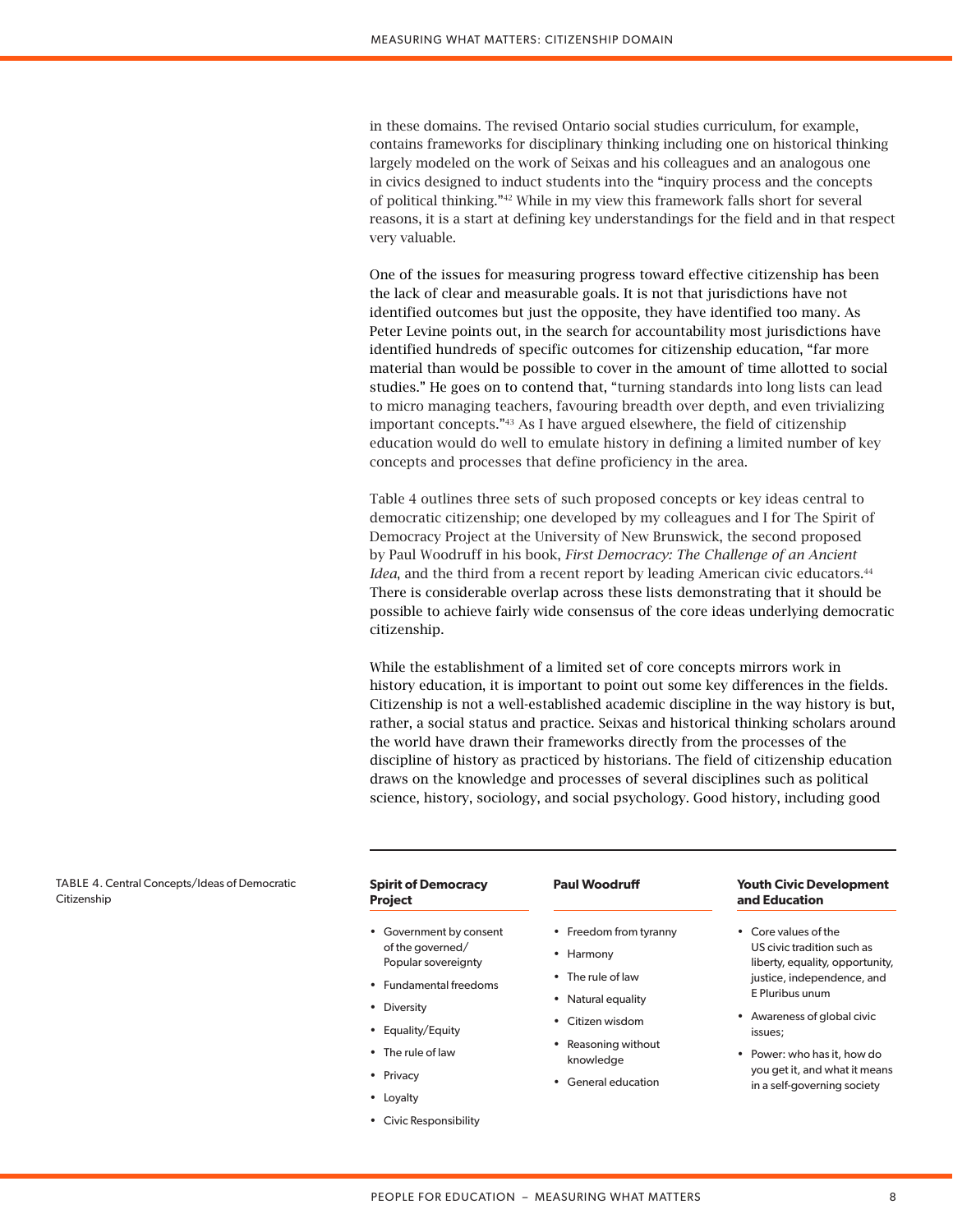in these domains. The revised Ontario social studies curriculum, for example, contains frameworks for disciplinary thinking including one on historical thinking largely modeled on the work of Seixas and his colleagues and an analogous one in civics designed to induct students into the "inquiry process and the concepts of political thinking."[42] While in my view this framework falls short for several reasons, it is a start at defining key understandings for the field and in that respect very valuable.

One of the issues for measuring progress toward effective citizenship has been the lack of clear and measurable goals. It is not that jurisdictions have not identified outcomes but just the opposite, they have identified too many. As Peter Levine points out, in the search for accountability most jurisdictions have identified hundreds of specific outcomes for citizenship education, "far more material than would be possible to cover in the amount of time allotted to social studies." He goes on to contend that, "turning standards into long lists can lead to micro managing teachers, favouring breadth over depth, and even trivializing important concepts."[43] As I have argued elsewhere, the field of citizenship education would do well to emulate history in defining a limited number of key concepts and processes that define proficiency in the area.

Table 4 outlines three sets of such proposed concepts or key ideas central to democratic citizenship; one developed by my colleagues and I for The Spirit of Democracy Project at the University of New Brunswick, the second proposed by Paul Woodruff in his book, *First Democracy: The Challenge of an Ancient Idea*, and the third from a recent report by leading American civic educators.[44] There is considerable overlap across these lists demonstrating that it should be possible to achieve fairly wide consensus of the core ideas underlying democratic citizenship.

While the establishment of a limited set of core concepts mirrors work in history education, it is important to point out some key differences in the fields. Citizenship is not a well-established academic discipline in the way history is but, rather, a social status and practice. Seixas and historical thinking scholars around the world have drawn their frameworks directly from the processes of the discipline of history as practiced by historians. The field of citizenship education draws on the knowledge and processes of several disciplines such as political science, history, sociology, and social psychology. Good history, including good

TABLE 4. Central Concepts/Ideas of Democratic Citizenship

| Spirit of Democracy Project | Paul Woodruff | Youth Civic Development and Education |
|---|---|---|
| • Government by consent of the governed/ Popular sovereignty | • Freedom from tyranny | • Core values of the US civic tradition such as liberty, equality, opportunity, justice, independence, and E Pluribus unum |
| • Fundamental freedoms | • Harmony | • Awareness of global civic issues; |
| • Diversity | • The rule of law | • Power: who has it, how do you get it, and what it means in a self-governing society |
| • Equality/Equity | • Natural equality | |
| • The rule of law | • Citizen wisdom | |
| • Privacy | • Reasoning without knowledge | |
| • Loyalty | • General education | |
| • Civic Responsibility | | |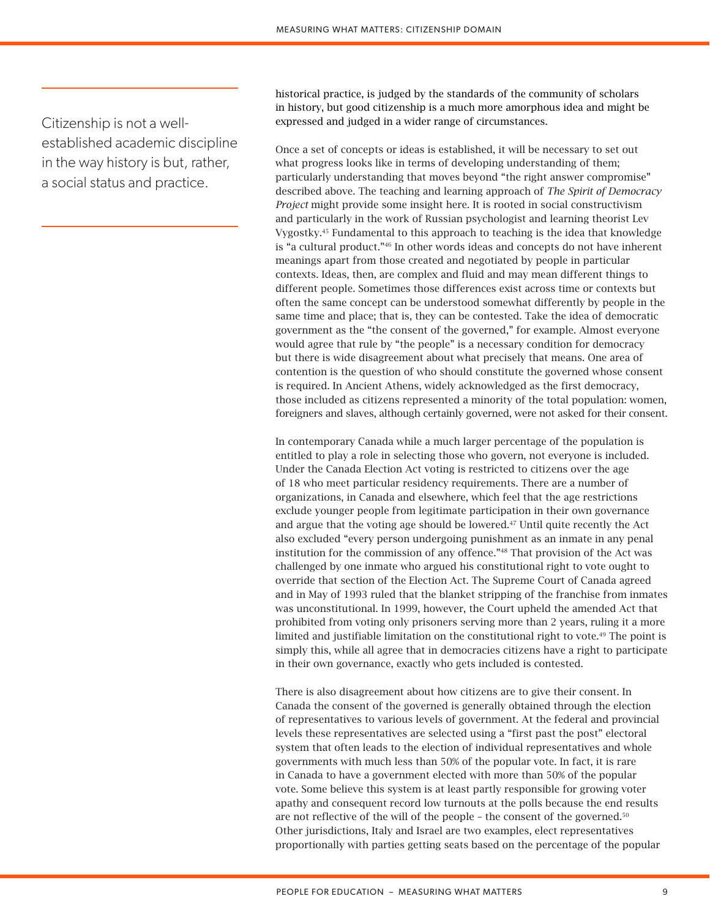> Citizenship is not a well-established academic discipline in the way history is but, rather, a social status and practice.

historical practice, is judged by the standards of the community of scholars in history, but good citizenship is a much more amorphous idea and might be expressed and judged in a wider range of circumstances.

Once a set of concepts or ideas is established, it will be necessary to set out what progress looks like in terms of developing understanding of them; particularly understanding that moves beyond "the right answer compromise" described above. The teaching and learning approach of *The Spirit of Democracy Project* might provide some insight here. It is rooted in social constructivism and particularly in the work of Russian psychologist and learning theorist Lev Vygostky.[45] Fundamental to this approach to teaching is the idea that knowledge is "a cultural product."[46] In other words ideas and concepts do not have inherent meanings apart from those created and negotiated by people in particular contexts. Ideas, then, are complex and fluid and may mean different things to different people. Sometimes those differences exist across time or contexts but often the same concept can be understood somewhat differently by people in the same time and place; that is, they can be contested. Take the idea of democratic government as the "the consent of the governed," for example. Almost everyone would agree that rule by "the people" is a necessary condition for democracy but there is wide disagreement about what precisely that means. One area of contention is the question of who should constitute the governed whose consent is required. In Ancient Athens, widely acknowledged as the first democracy, those included as citizens represented a minority of the total population: women, foreigners and slaves, although certainly governed, were not asked for their consent.

In contemporary Canada while a much larger percentage of the population is entitled to play a role in selecting those who govern, not everyone is included. Under the Canada Election Act voting is restricted to citizens over the age of 18 who meet particular residency requirements. There are a number of organizations, in Canada and elsewhere, which feel that the age restrictions exclude younger people from legitimate participation in their own governance and argue that the voting age should be lowered.[47] Until quite recently the Act also excluded "every person undergoing punishment as an inmate in any penal institution for the commission of any offence."[48] That provision of the Act was challenged by one inmate who argued his constitutional right to vote ought to override that section of the Election Act. The Supreme Court of Canada agreed and in May of 1993 ruled that the blanket stripping of the franchise from inmates was unconstitutional. In 1999, however, the Court upheld the amended Act that prohibited from voting only prisoners serving more than 2 years, ruling it a more limited and justifiable limitation on the constitutional right to vote.[49] The point is simply this, while all agree that in democracies citizens have a right to participate in their own governance, exactly who gets included is contested.

There is also disagreement about how citizens are to give their consent. In Canada the consent of the governed is generally obtained through the election of representatives to various levels of government. At the federal and provincial levels these representatives are selected using a "first past the post" electoral system that often leads to the election of individual representatives and whole governments with much less than 50% of the popular vote. In fact, it is rare in Canada to have a government elected with more than 50% of the popular vote. Some believe this system is at least partly responsible for growing voter apathy and consequent record low turnouts at the polls because the end results are not reflective of the will of the people – the consent of the governed.[50] Other jurisdictions, Italy and Israel are two examples, elect representatives proportionally with parties getting seats based on the percentage of the popular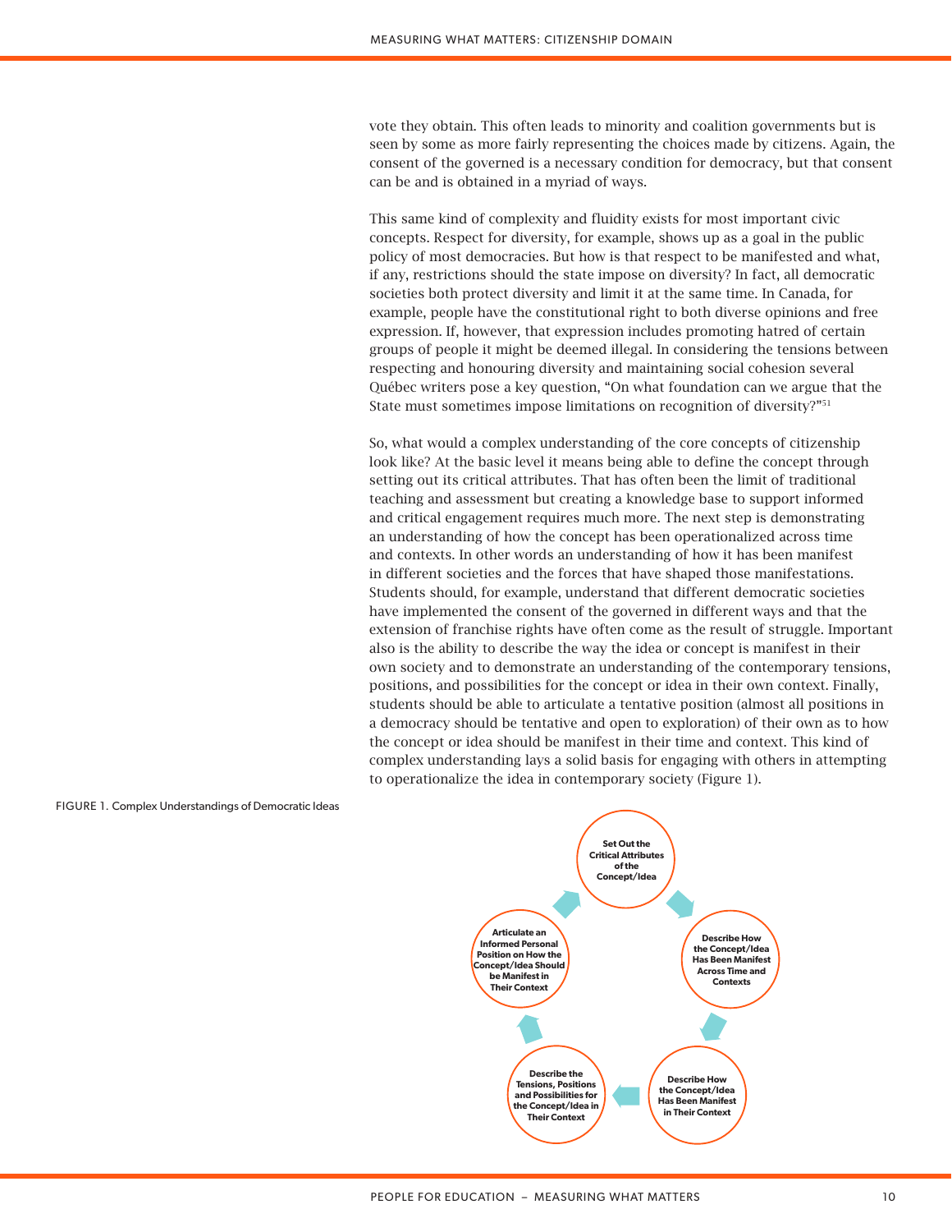vote they obtain. This often leads to minority and coalition governments but is seen by some as more fairly representing the choices made by citizens. Again, the consent of the governed is a necessary condition for democracy, but that consent can be and is obtained in a myriad of ways.

This same kind of complexity and fluidity exists for most important civic concepts. Respect for diversity, for example, shows up as a goal in the public policy of most democracies. But how is that respect to be manifested and what, if any, restrictions should the state impose on diversity? In fact, all democratic societies both protect diversity and limit it at the same time. In Canada, for example, people have the constitutional right to both diverse opinions and free expression. If, however, that expression includes promoting hatred of certain groups of people it might be deemed illegal. In considering the tensions between respecting and honouring diversity and maintaining social cohesion several Québec writers pose a key question, "On what foundation can we argue that the State must sometimes impose limitations on recognition of diversity?"[51]

So, what would a complex understanding of the core concepts of citizenship look like? At the basic level it means being able to define the concept through setting out its critical attributes. That has often been the limit of traditional teaching and assessment but creating a knowledge base to support informed and critical engagement requires much more. The next step is demonstrating an understanding of how the concept has been operationalized across time and contexts. In other words an understanding of how it has been manifest in different societies and the forces that have shaped those manifestations. Students should, for example, understand that different democratic societies have implemented the consent of the governed in different ways and that the extension of franchise rights have often come as the result of struggle. Important also is the ability to describe the way the idea or concept is manifest in their own society and to demonstrate an understanding of the contemporary tensions, positions, and possibilities for the concept or idea in their own context. Finally, students should be able to articulate a tentative position (almost all positions in a democracy should be tentative and open to exploration) of their own as to how the concept or idea should be manifest in their time and context. This kind of complex understanding lays a solid basis for engaging with others in attempting to operationalize the idea in contemporary society (Figure 1).

FIGURE 1. Complex Understandings of Democratic Ideas

- Set Out the Critical Attributes of the Concept/Idea
- Describe How the Concept/Idea Has Been Manifest Across Time and Contexts
- Describe How the Concept/Idea Has Been Manifest in Their Context
- Describe the Tensions, Positions and Possibilities for the Concept/Idea in Their Context
- Articulate an Informed Personal Position on How the Concept/Idea Should be Manifest in Their Context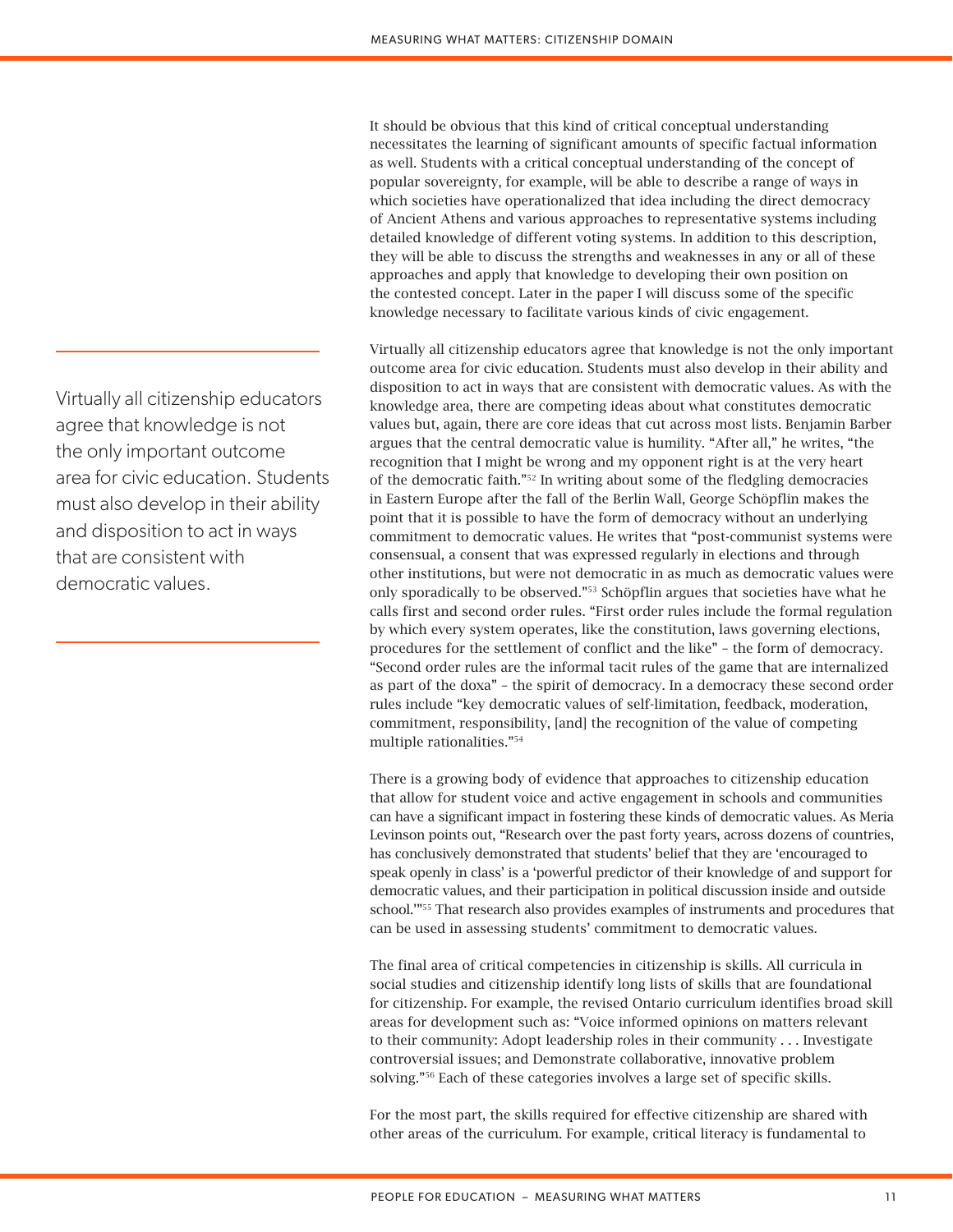It should be obvious that this kind of critical conceptual understanding necessitates the learning of significant amounts of specific factual information as well. Students with a critical conceptual understanding of the concept of popular sovereignty, for example, will be able to describe a range of ways in which societies have operationalized that idea including the direct democracy of Ancient Athens and various approaches to representative systems including detailed knowledge of different voting systems. In addition to this description, they will be able to discuss the strengths and weaknesses in any or all of these approaches and apply that knowledge to developing their own position on the contested concept. Later in the paper I will discuss some of the specific knowledge necessary to facilitate various kinds of civic engagement.

> Virtually all citizenship educators agree that knowledge is not the only important outcome area for civic education. Students must also develop in their ability and disposition to act in ways that are consistent with democratic values.

Virtually all citizenship educators agree that knowledge is not the only important outcome area for civic education. Students must also develop in their ability and disposition to act in ways that are consistent with democratic values. As with the knowledge area, there are competing ideas about what constitutes democratic values but, again, there are core ideas that cut across most lists. Benjamin Barber argues that the central democratic value is humility. "After all," he writes, "the recognition that I might be wrong and my opponent right is at the very heart of the democratic faith."[52] In writing about some of the fledgling democracies in Eastern Europe after the fall of the Berlin Wall, George Schöpflin makes the point that it is possible to have the form of democracy without an underlying commitment to democratic values. He writes that "post-communist systems were consensual, a consent that was expressed regularly in elections and through other institutions, but were not democratic in as much as democratic values were only sporadically to be observed."[53] Schöpflin argues that societies have what he calls first and second order rules. "First order rules include the formal regulation by which every system operates, like the constitution, laws governing elections, procedures for the settlement of conflict and the like" – the form of democracy. "Second order rules are the informal tacit rules of the game that are internalized as part of the doxa" – the spirit of democracy. In a democracy these second order rules include "key democratic values of self-limitation, feedback, moderation, commitment, responsibility, [and] the recognition of the value of competing multiple rationalities."[54]

There is a growing body of evidence that approaches to citizenship education that allow for student voice and active engagement in schools and communities can have a significant impact in fostering these kinds of democratic values. As Meria Levinson points out, "Research over the past forty years, across dozens of countries, has conclusively demonstrated that students' belief that they are 'encouraged to speak openly in class' is a 'powerful predictor of their knowledge of and support for democratic values, and their participation in political discussion inside and outside school.'"[55] That research also provides examples of instruments and procedures that can be used in assessing students' commitment to democratic values.

The final area of critical competencies in citizenship is skills. All curricula in social studies and citizenship identify long lists of skills that are foundational for citizenship. For example, the revised Ontario curriculum identifies broad skill areas for development such as: "Voice informed opinions on matters relevant to their community: Adopt leadership roles in their community . . . Investigate controversial issues; and Demonstrate collaborative, innovative problem solving."[56] Each of these categories involves a large set of specific skills.

For the most part, the skills required for effective citizenship are shared with other areas of the curriculum. For example, critical literacy is fundamental to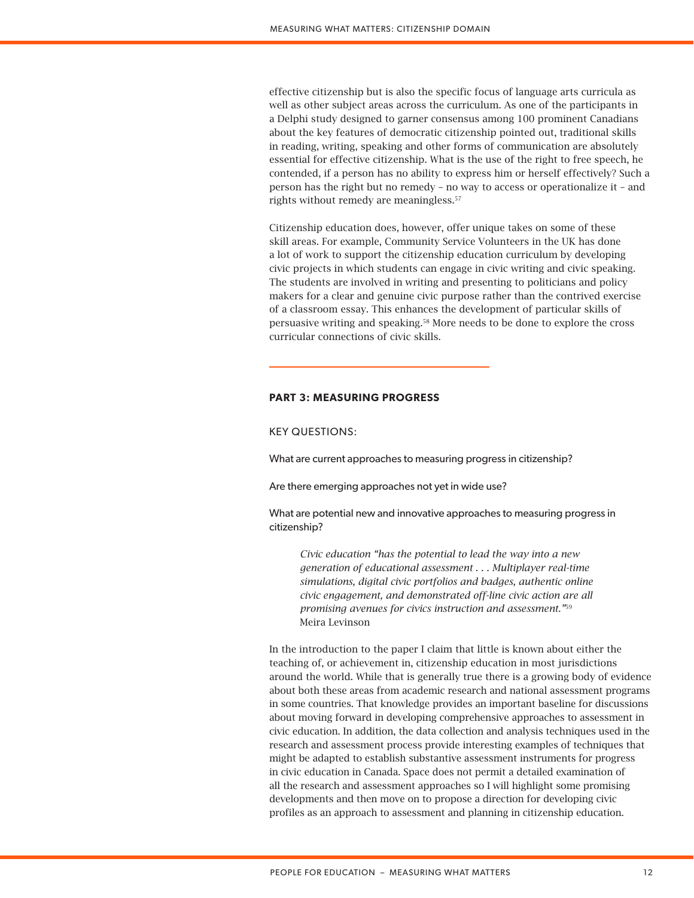effective citizenship but is also the specific focus of language arts curricula as well as other subject areas across the curriculum. As one of the participants in a Delphi study designed to garner consensus among 100 prominent Canadians about the key features of democratic citizenship pointed out, traditional skills in reading, writing, speaking and other forms of communication are absolutely essential for effective citizenship. What is the use of the right to free speech, he contended, if a person has no ability to express him or herself effectively? Such a person has the right but no remedy – no way to access or operationalize it – and rights without remedy are meaningless.[57]

Citizenship education does, however, offer unique takes on some of these skill areas. For example, Community Service Volunteers in the UK has done a lot of work to support the citizenship education curriculum by developing civic projects in which students can engage in civic writing and civic speaking. The students are involved in writing and presenting to politicians and policy makers for a clear and genuine civic purpose rather than the contrived exercise of a classroom essay. This enhances the development of particular skills of persuasive writing and speaking.[58] More needs to be done to explore the cross curricular connections of civic skills.

---

## PART 3: MEASURING PROGRESS

KEY QUESTIONS:

What are current approaches to measuring progress in citizenship?

Are there emerging approaches not yet in wide use?

What are potential new and innovative approaches to measuring progress in citizenship?

> *Civic education "has the potential to lead the way into a new generation of educational assessment . . . Multiplayer real-time simulations, digital civic portfolios and badges, authentic online civic engagement, and demonstrated off-line civic action are all promising avenues for civics instruction and assessment."*[59]
> Meira Levinson

In the introduction to the paper I claim that little is known about either the teaching of, or achievement in, citizenship education in most jurisdictions around the world. While that is generally true there is a growing body of evidence about both these areas from academic research and national assessment programs in some countries. That knowledge provides an important baseline for discussions about moving forward in developing comprehensive approaches to assessment in civic education. In addition, the data collection and analysis techniques used in the research and assessment process provide interesting examples of techniques that might be adapted to establish substantive assessment instruments for progress in civic education in Canada. Space does not permit a detailed examination of all the research and assessment approaches so I will highlight some promising developments and then move on to propose a direction for developing civic profiles as an approach to assessment and planning in citizenship education.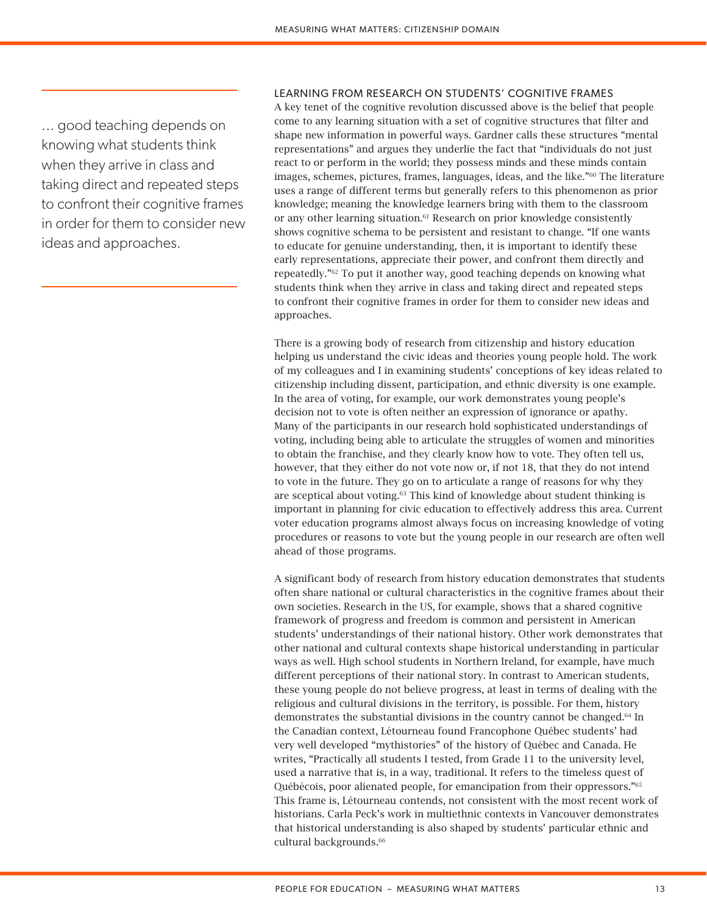> … good teaching depends on knowing what students think when they arrive in class and taking direct and repeated steps to confront their cognitive frames in order for them to consider new ideas and approaches.

### LEARNING FROM RESEARCH ON STUDENTS' COGNITIVE FRAMES

A key tenet of the cognitive revolution discussed above is the belief that people come to any learning situation with a set of cognitive structures that filter and shape new information in powerful ways. Gardner calls these structures "mental representations" and argues they underlie the fact that "individuals do not just react to or perform in the world; they possess minds and these minds contain images, schemes, pictures, frames, languages, ideas, and the like."[60] The literature uses a range of different terms but generally refers to this phenomenon as prior knowledge; meaning the knowledge learners bring with them to the classroom or any other learning situation.[61] Research on prior knowledge consistently shows cognitive schema to be persistent and resistant to change. "If one wants to educate for genuine understanding, then, it is important to identify these early representations, appreciate their power, and confront them directly and repeatedly."[62] To put it another way, good teaching depends on knowing what students think when they arrive in class and taking direct and repeated steps to confront their cognitive frames in order for them to consider new ideas and approaches.

There is a growing body of research from citizenship and history education helping us understand the civic ideas and theories young people hold. The work of my colleagues and I in examining students' conceptions of key ideas related to citizenship including dissent, participation, and ethnic diversity is one example. In the area of voting, for example, our work demonstrates young people's decision not to vote is often neither an expression of ignorance or apathy. Many of the participants in our research hold sophisticated understandings of voting, including being able to articulate the struggles of women and minorities to obtain the franchise, and they clearly know how to vote. They often tell us, however, that they either do not vote now or, if not 18, that they do not intend to vote in the future. They go on to articulate a range of reasons for why they are sceptical about voting.[63] This kind of knowledge about student thinking is important in planning for civic education to effectively address this area. Current voter education programs almost always focus on increasing knowledge of voting procedures or reasons to vote but the young people in our research are often well ahead of those programs.

A significant body of research from history education demonstrates that students often share national or cultural characteristics in the cognitive frames about their own societies. Research in the US, for example, shows that a shared cognitive framework of progress and freedom is common and persistent in American students' understandings of their national history. Other work demonstrates that other national and cultural contexts shape historical understanding in particular ways as well. High school students in Northern Ireland, for example, have much different perceptions of their national story. In contrast to American students, these young people do not believe progress, at least in terms of dealing with the religious and cultural divisions in the territory, is possible. For them, history demonstrates the substantial divisions in the country cannot be changed.[64] In the Canadian context, Létourneau found Francophone Québec students' had very well developed "mythistories" of the history of Québec and Canada. He writes, "Practically all students I tested, from Grade 11 to the university level, used a narrative that is, in a way, traditional. It refers to the timeless quest of Québécois, poor alienated people, for emancipation from their oppressors."[65] This frame is, Létourneau contends, not consistent with the most recent work of historians. Carla Peck's work in multiethnic contexts in Vancouver demonstrates that historical understanding is also shaped by students' particular ethnic and cultural backgrounds.[66]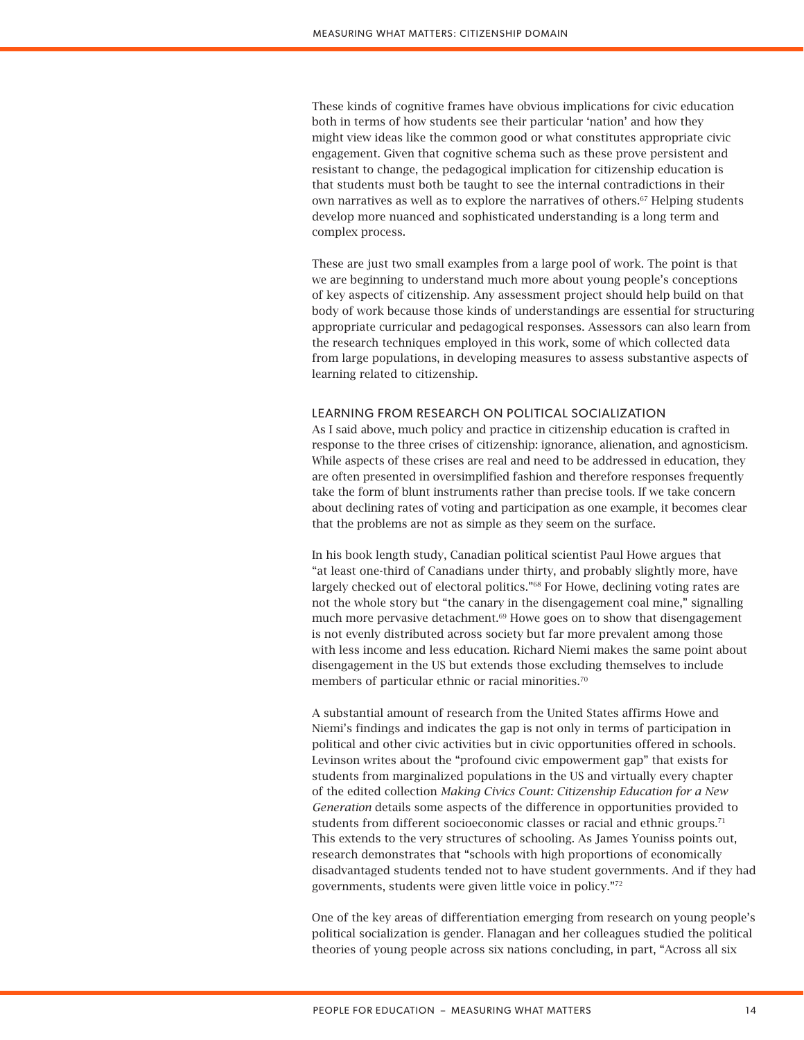These kinds of cognitive frames have obvious implications for civic education both in terms of how students see their particular 'nation' and how they might view ideas like the common good or what constitutes appropriate civic engagement. Given that cognitive schema such as these prove persistent and resistant to change, the pedagogical implication for citizenship education is that students must both be taught to see the internal contradictions in their own narratives as well as to explore the narratives of others.[67] Helping students develop more nuanced and sophisticated understanding is a long term and complex process.

These are just two small examples from a large pool of work. The point is that we are beginning to understand much more about young people's conceptions of key aspects of citizenship. Any assessment project should help build on that body of work because those kinds of understandings are essential for structuring appropriate curricular and pedagogical responses. Assessors can also learn from the research techniques employed in this work, some of which collected data from large populations, in developing measures to assess substantive aspects of learning related to citizenship.

## LEARNING FROM RESEARCH ON POLITICAL SOCIALIZATION

As I said above, much policy and practice in citizenship education is crafted in response to the three crises of citizenship: ignorance, alienation, and agnosticism. While aspects of these crises are real and need to be addressed in education, they are often presented in oversimplified fashion and therefore responses frequently take the form of blunt instruments rather than precise tools. If we take concern about declining rates of voting and participation as one example, it becomes clear that the problems are not as simple as they seem on the surface.

In his book length study, Canadian political scientist Paul Howe argues that "at least one-third of Canadians under thirty, and probably slightly more, have largely checked out of electoral politics."[68] For Howe, declining voting rates are not the whole story but "the canary in the disengagement coal mine," signalling much more pervasive detachment.[69] Howe goes on to show that disengagement is not evenly distributed across society but far more prevalent among those with less income and less education. Richard Niemi makes the same point about disengagement in the US but extends those excluding themselves to include members of particular ethnic or racial minorities.[70]

A substantial amount of research from the United States affirms Howe and Niemi's findings and indicates the gap is not only in terms of participation in political and other civic activities but in civic opportunities offered in schools. Levinson writes about the "profound civic empowerment gap" that exists for students from marginalized populations in the US and virtually every chapter of the edited collection *Making Civics Count: Citizenship Education for a New Generation* details some aspects of the difference in opportunities provided to students from different socioeconomic classes or racial and ethnic groups.[71] This extends to the very structures of schooling. As James Youniss points out, research demonstrates that "schools with high proportions of economically disadvantaged students tended not to have student governments. And if they had governments, students were given little voice in policy."[72]

One of the key areas of differentiation emerging from research on young people's political socialization is gender. Flanagan and her colleagues studied the political theories of young people across six nations concluding, in part, "Across all six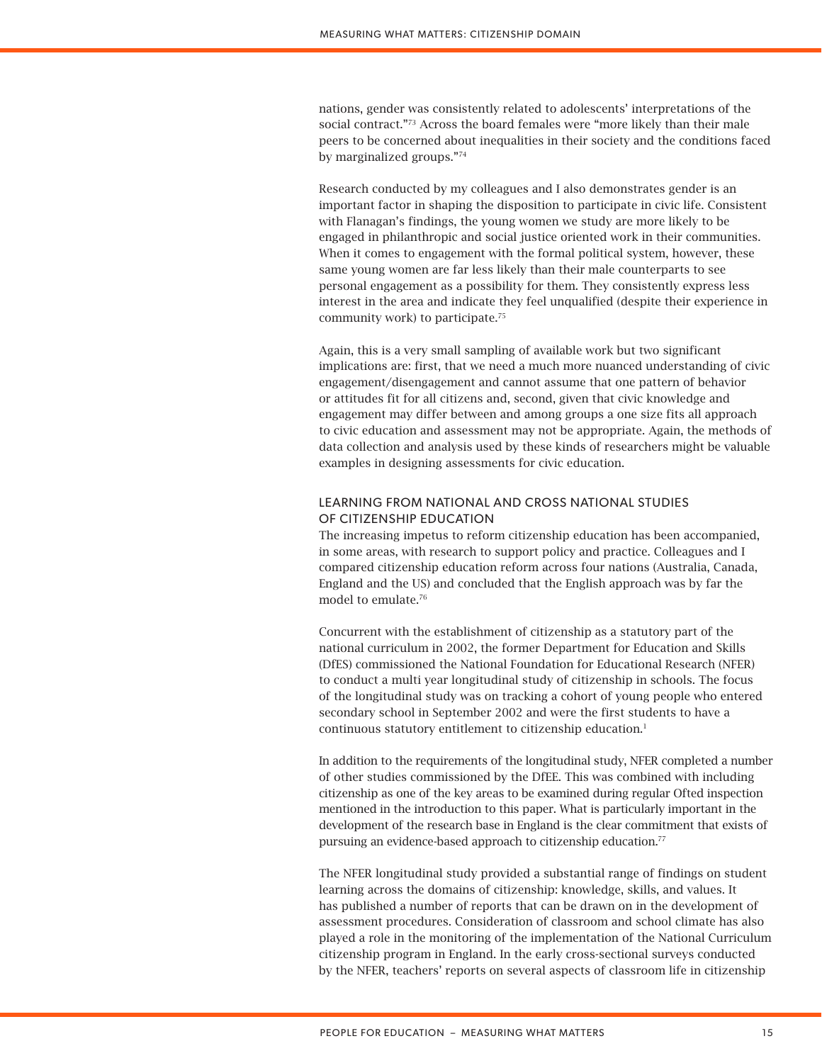nations, gender was consistently related to adolescents' interpretations of the social contract."[73] Across the board females were "more likely than their male peers to be concerned about inequalities in their society and the conditions faced by marginalized groups."[74]

Research conducted by my colleagues and I also demonstrates gender is an important factor in shaping the disposition to participate in civic life. Consistent with Flanagan's findings, the young women we study are more likely to be engaged in philanthropic and social justice oriented work in their communities. When it comes to engagement with the formal political system, however, these same young women are far less likely than their male counterparts to see personal engagement as a possibility for them. They consistently express less interest in the area and indicate they feel unqualified (despite their experience in community work) to participate.[75]

Again, this is a very small sampling of available work but two significant implications are: first, that we need a much more nuanced understanding of civic engagement/disengagement and cannot assume that one pattern of behavior or attitudes fit for all citizens and, second, given that civic knowledge and engagement may differ between and among groups a one size fits all approach to civic education and assessment may not be appropriate. Again, the methods of data collection and analysis used by these kinds of researchers might be valuable examples in designing assessments for civic education.

## LEARNING FROM NATIONAL AND CROSS NATIONAL STUDIES OF CITIZENSHIP EDUCATION

The increasing impetus to reform citizenship education has been accompanied, in some areas, with research to support policy and practice. Colleagues and I compared citizenship education reform across four nations (Australia, Canada, England and the US) and concluded that the English approach was by far the model to emulate.[76]

Concurrent with the establishment of citizenship as a statutory part of the national curriculum in 2002, the former Department for Education and Skills (DfES) commissioned the National Foundation for Educational Research (NFER) to conduct a multi year longitudinal study of citizenship in schools. The focus of the longitudinal study was on tracking a cohort of young people who entered secondary school in September 2002 and were the first students to have a continuous statutory entitlement to citizenship education.[1]

In addition to the requirements of the longitudinal study, NFER completed a number of other studies commissioned by the DfEE. This was combined with including citizenship as one of the key areas to be examined during regular Ofted inspection mentioned in the introduction to this paper. What is particularly important in the development of the research base in England is the clear commitment that exists of pursuing an evidence-based approach to citizenship education.[77]

The NFER longitudinal study provided a substantial range of findings on student learning across the domains of citizenship: knowledge, skills, and values. It has published a number of reports that can be drawn on in the development of assessment procedures. Consideration of classroom and school climate has also played a role in the monitoring of the implementation of the National Curriculum citizenship program in England. In the early cross-sectional surveys conducted by the NFER, teachers' reports on several aspects of classroom life in citizenship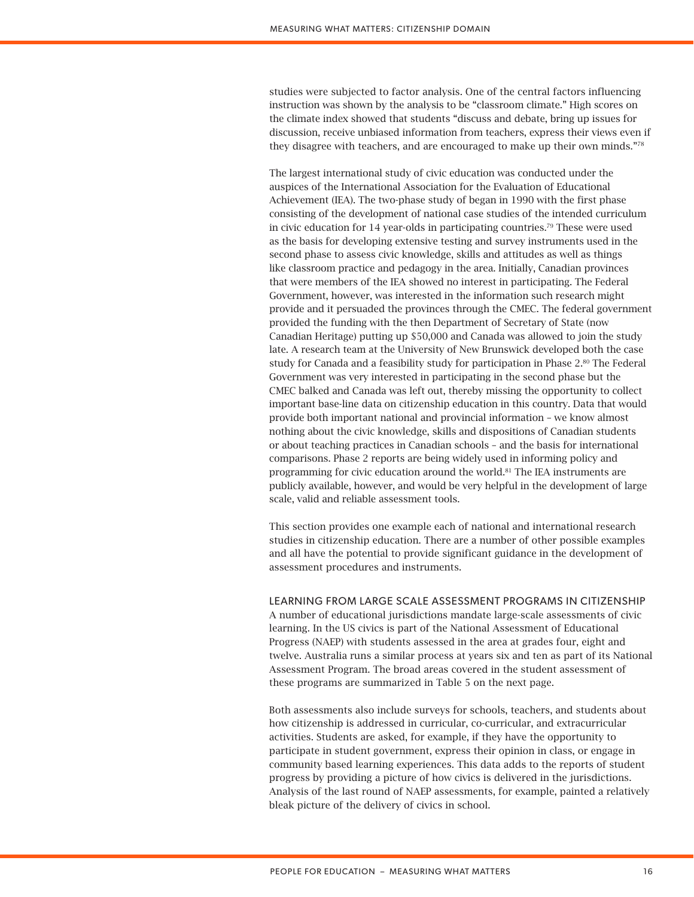studies were subjected to factor analysis. One of the central factors influencing instruction was shown by the analysis to be "classroom climate." High scores on the climate index showed that students "discuss and debate, bring up issues for discussion, receive unbiased information from teachers, express their views even if they disagree with teachers, and are encouraged to make up their own minds."[78]

The largest international study of civic education was conducted under the auspices of the International Association for the Evaluation of Educational Achievement (IEA). The two-phase study of began in 1990 with the first phase consisting of the development of national case studies of the intended curriculum in civic education for 14 year-olds in participating countries.[79] These were used as the basis for developing extensive testing and survey instruments used in the second phase to assess civic knowledge, skills and attitudes as well as things like classroom practice and pedagogy in the area. Initially, Canadian provinces that were members of the IEA showed no interest in participating. The Federal Government, however, was interested in the information such research might provide and it persuaded the provinces through the CMEC. The federal government provided the funding with the then Department of Secretary of State (now Canadian Heritage) putting up $50,000 and Canada was allowed to join the study late. A research team at the University of New Brunswick developed both the case study for Canada and a feasibility study for participation in Phase 2.[80] The Federal Government was very interested in participating in the second phase but the CMEC balked and Canada was left out, thereby missing the opportunity to collect important base-line data on citizenship education in this country. Data that would provide both important national and provincial information – we know almost nothing about the civic knowledge, skills and dispositions of Canadian students or about teaching practices in Canadian schools – and the basis for international comparisons. Phase 2 reports are being widely used in informing policy and programming for civic education around the world.[81] The IEA instruments are publicly available, however, and would be very helpful in the development of large scale, valid and reliable assessment tools.

This section provides one example each of national and international research studies in citizenship education. There are a number of other possible examples and all have the potential to provide significant guidance in the development of assessment procedures and instruments.

## LEARNING FROM LARGE SCALE ASSESSMENT PROGRAMS IN CITIZENSHIP

A number of educational jurisdictions mandate large-scale assessments of civic learning. In the US civics is part of the National Assessment of Educational Progress (NAEP) with students assessed in the area at grades four, eight and twelve. Australia runs a similar process at years six and ten as part of its National Assessment Program. The broad areas covered in the student assessment of these programs are summarized in Table 5 on the next page.

Both assessments also include surveys for schools, teachers, and students about how citizenship is addressed in curricular, co-curricular, and extracurricular activities. Students are asked, for example, if they have the opportunity to participate in student government, express their opinion in class, or engage in community based learning experiences. This data adds to the reports of student progress by providing a picture of how civics is delivered in the jurisdictions. Analysis of the last round of NAEP assessments, for example, painted a relatively bleak picture of the delivery of civics in school.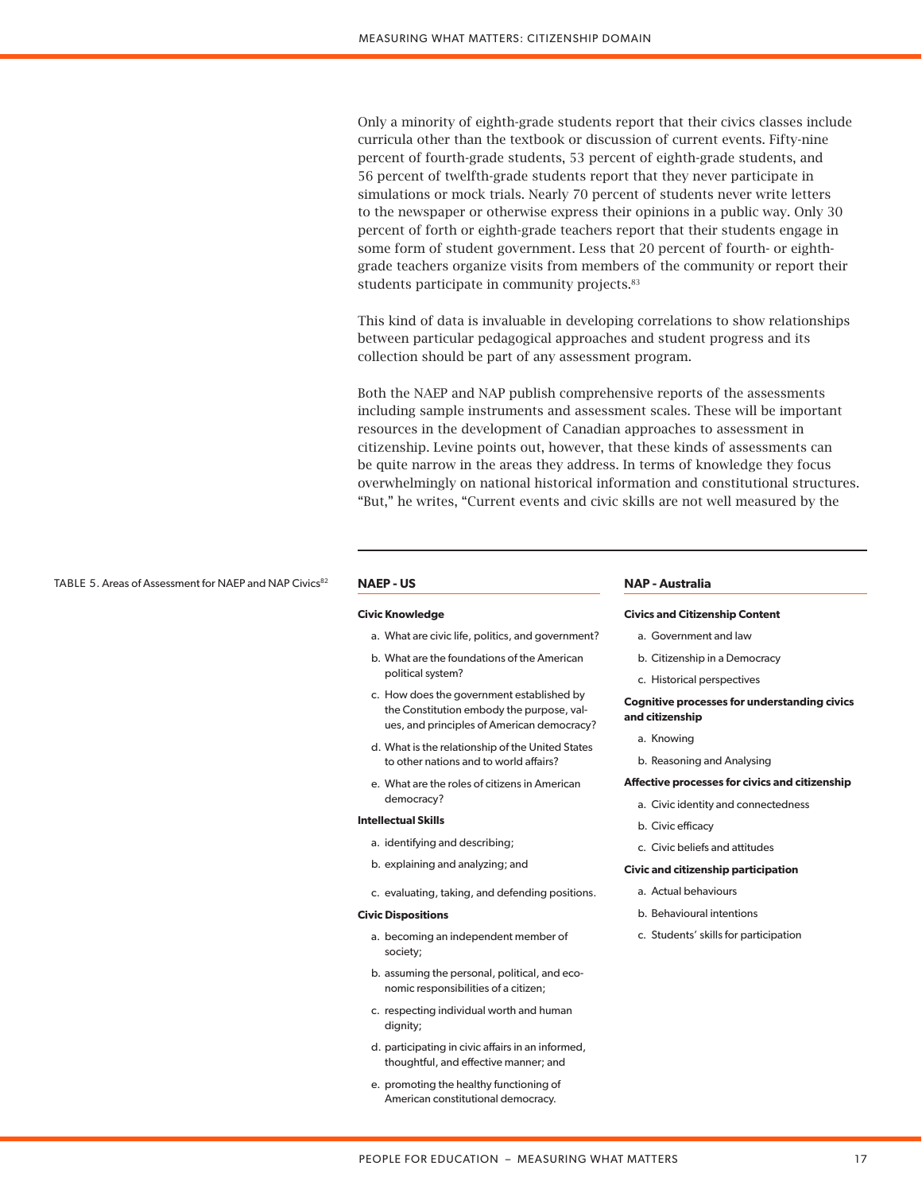Only a minority of eighth-grade students report that their civics classes include curricula other than the textbook or discussion of current events. Fifty-nine percent of fourth-grade students, 53 percent of eighth-grade students, and 56 percent of twelfth-grade students report that they never participate in simulations or mock trials. Nearly 70 percent of students never write letters to the newspaper or otherwise express their opinions in a public way. Only 30 percent of forth or eighth-grade teachers report that their students engage in some form of student government. Less that 20 percent of fourth- or eighth-grade teachers organize visits from members of the community or report their students participate in community projects.[83]

This kind of data is invaluable in developing correlations to show relationships between particular pedagogical approaches and student progress and its collection should be part of any assessment program.

Both the NAEP and NAP publish comprehensive reports of the assessments including sample instruments and assessment scales. These will be important resources in the development of Canadian approaches to assessment in citizenship. Levine points out, however, that these kinds of assessments can be quite narrow in the areas they address. In terms of knowledge they focus overwhelmingly on national historical information and constitutional structures. “But,” he writes, “Current events and civic skills are not well measured by the

TABLE 5. Areas of Assessment for NAEP and NAP Civics[82]

**NAEP - US**

**Civic Knowledge**

a. What are civic life, politics, and government?
b. What are the foundations of the American political system?
c. How does the government established by the Constitution embody the purpose, values, and principles of American democracy?
d. What is the relationship of the United States to other nations and to world affairs?
e. What are the roles of citizens in American democracy?

**Intellectual Skills**

a. identifying and describing;
b. explaining and analyzing; and
c. evaluating, taking, and defending positions.

**Civic Dispositions**

a. becoming an independent member of society;
b. assuming the personal, political, and economic responsibilities of a citizen;
c. respecting individual worth and human dignity;
d. participating in civic affairs in an informed, thoughtful, and effective manner; and
e. promoting the healthy functioning of American constitutional democracy.

**NAP - Australia**

**Civics and Citizenship Content**

a. Government and law
b. Citizenship in a Democracy
c. Historical perspectives

**Cognitive processes for understanding civics and citizenship**

a. Knowing
b. Reasoning and Analysing

**Affective processes for civics and citizenship**

a. Civic identity and connectedness
b. Civic efficacy
c. Civic beliefs and attitudes

**Civic and citizenship participation**

a. Actual behaviours
b. Behavioural intentions
c. Students’ skills for participation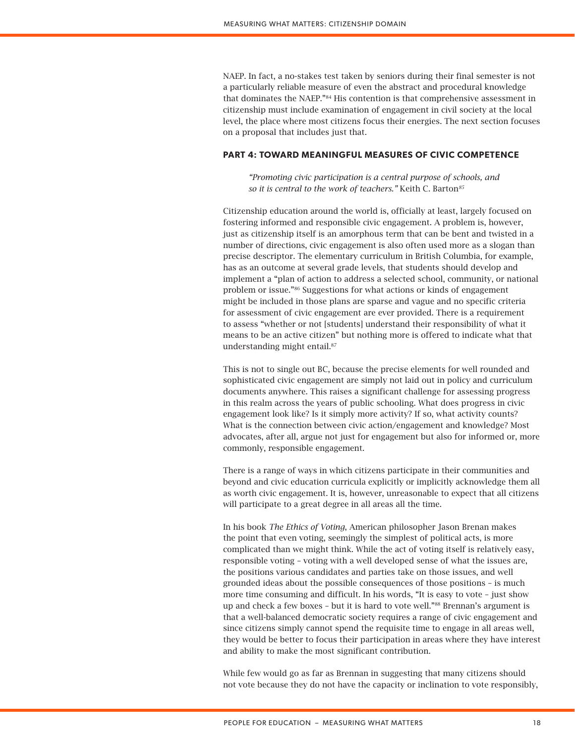NAEP. In fact, a no-stakes test taken by seniors during their final semester is not a particularly reliable measure of even the abstract and procedural knowledge that dominates the NAEP."[84] His contention is that comprehensive assessment in citizenship must include examination of engagement in civil society at the local level, the place where most citizens focus their energies. The next section focuses on a proposal that includes just that.

## PART 4: TOWARD MEANINGFUL MEASURES OF CIVIC COMPETENCE

> *"Promoting civic participation is a central purpose of schools, and so it is central to the work of teachers."* Keith C. Barton[85]

Citizenship education around the world is, officially at least, largely focused on fostering informed and responsible civic engagement. A problem is, however, just as citizenship itself is an amorphous term that can be bent and twisted in a number of directions, civic engagement is also often used more as a slogan than precise descriptor. The elementary curriculum in British Columbia, for example, has as an outcome at several grade levels, that students should develop and implement a "plan of action to address a selected school, community, or national problem or issue."[86] Suggestions for what actions or kinds of engagement might be included in those plans are sparse and vague and no specific criteria for assessment of civic engagement are ever provided. There is a requirement to assess "whether or not [students] understand their responsibility of what it means to be an active citizen" but nothing more is offered to indicate what that understanding might entail.[87]

This is not to single out BC, because the precise elements for well rounded and sophisticated civic engagement are simply not laid out in policy and curriculum documents anywhere. This raises a significant challenge for assessing progress in this realm across the years of public schooling. What does progress in civic engagement look like? Is it simply more activity? If so, what activity counts? What is the connection between civic action/engagement and knowledge? Most advocates, after all, argue not just for engagement but also for informed or, more commonly, responsible engagement.

There is a range of ways in which citizens participate in their communities and beyond and civic education curricula explicitly or implicitly acknowledge them all as worth civic engagement. It is, however, unreasonable to expect that all citizens will participate to a great degree in all areas all the time.

In his book *The Ethics of Voting*, American philosopher Jason Brenan makes the point that even voting, seemingly the simplest of political acts, is more complicated than we might think. While the act of voting itself is relatively easy, responsible voting – voting with a well developed sense of what the issues are, the positions various candidates and parties take on those issues, and well grounded ideas about the possible consequences of those positions – is much more time consuming and difficult. In his words, "It is easy to vote – just show up and check a few boxes – but it is hard to vote well."[88] Brennan's argument is that a well-balanced democratic society requires a range of civic engagement and since citizens simply cannot spend the requisite time to engage in all areas well, they would be better to focus their participation in areas where they have interest and ability to make the most significant contribution.

While few would go as far as Brennan in suggesting that many citizens should not vote because they do not have the capacity or inclination to vote responsibly,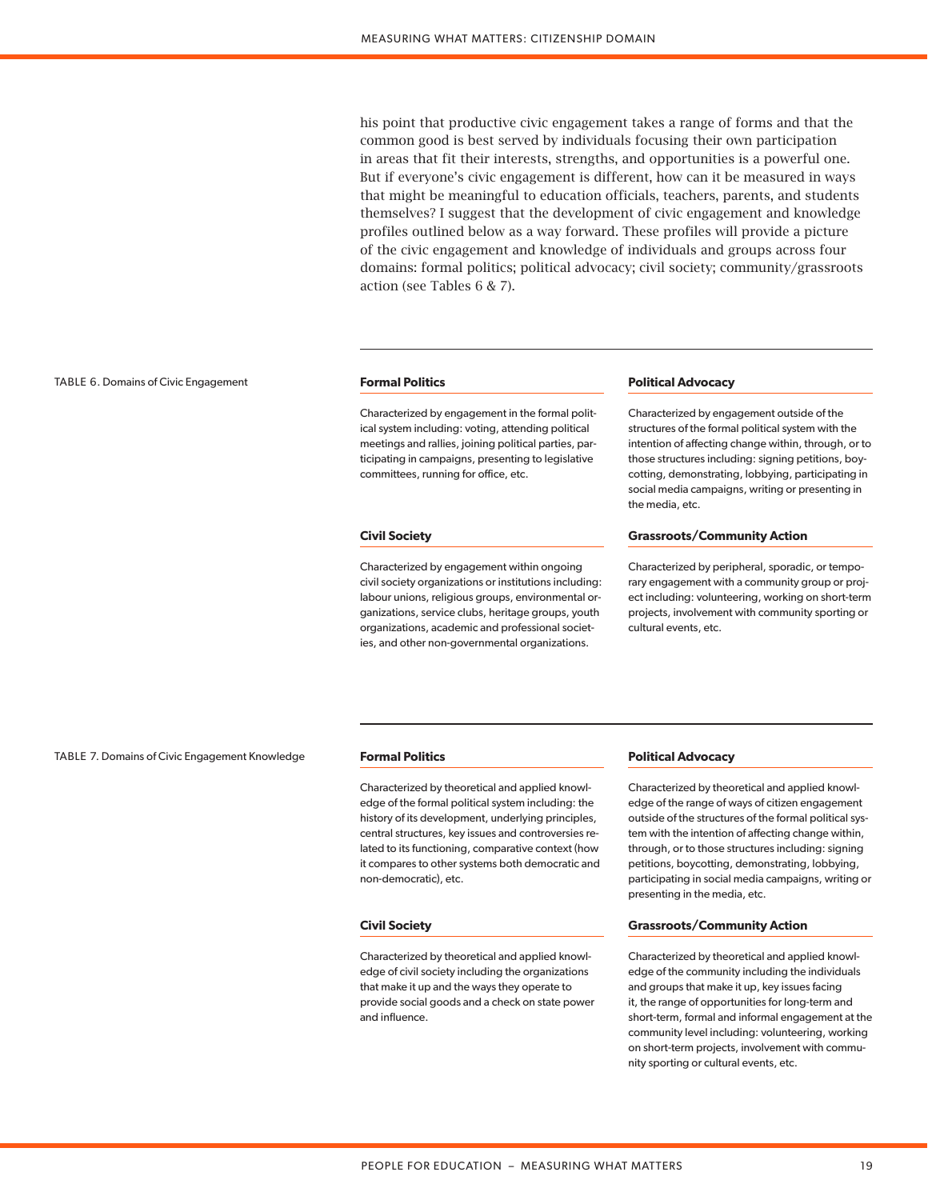his point that productive civic engagement takes a range of forms and that the common good is best served by individuals focusing their own participation in areas that fit their interests, strengths, and opportunities is a powerful one. But if everyone's civic engagement is different, how can it be measured in ways that might be meaningful to education officials, teachers, parents, and students themselves? I suggest that the development of civic engagement and knowledge profiles outlined below as a way forward. These profiles will provide a picture of the civic engagement and knowledge of individuals and groups across four domains: formal politics; political advocacy; civil society; community/grassroots action (see Tables 6 & 7).

TABLE 6. Domains of Civic Engagement

| Formal Politics | Political Advocacy |
|---|---|
| Characterized by engagement in the formal political system including: voting, attending political meetings and rallies, joining political parties, participating in campaigns, presenting to legislative committees, running for office, etc. | Characterized by engagement outside of the structures of the formal political system with the intention of affecting change within, through, or to those structures including: signing petitions, boycotting, demonstrating, lobbying, participating in social media campaigns, writing or presenting in the media, etc. |
| **Civil Society** | **Grassroots/Community Action** |
| Characterized by engagement within ongoing civil society organizations or institutions including: labour unions, religious groups, environmental organizations, service clubs, heritage groups, youth organizations, academic and professional societies, and other non-governmental organizations. | Characterized by peripheral, sporadic, or temporary engagement with a community group or project including: volunteering, working on short-term projects, involvement with community sporting or cultural events, etc. |

TABLE 7. Domains of Civic Engagement Knowledge

| Formal Politics | Political Advocacy |
|---|---|
| Characterized by theoretical and applied knowledge of the formal political system including: the history of its development, underlying principles, central structures, key issues and controversies related to its functioning, comparative context (how it compares to other systems both democratic and non-democratic), etc. | Characterized by theoretical and applied knowledge of the range of ways of citizen engagement outside of the structures of the formal political system with the intention of affecting change within, through, or to those structures including: signing petitions, boycotting, demonstrating, lobbying, participating in social media campaigns, writing or presenting in the media, etc. |
| **Civil Society** | **Grassroots/Community Action** |
| Characterized by theoretical and applied knowledge of civil society including the organizations that make it up and the ways they operate to provide social goods and a check on state power and influence. | Characterized by theoretical and applied knowledge of the community including the individuals and groups that make it up, key issues facing it, the range of opportunities for long-term and short-term, formal and informal engagement at the community level including: volunteering, working on short-term projects, involvement with community sporting or cultural events, etc. |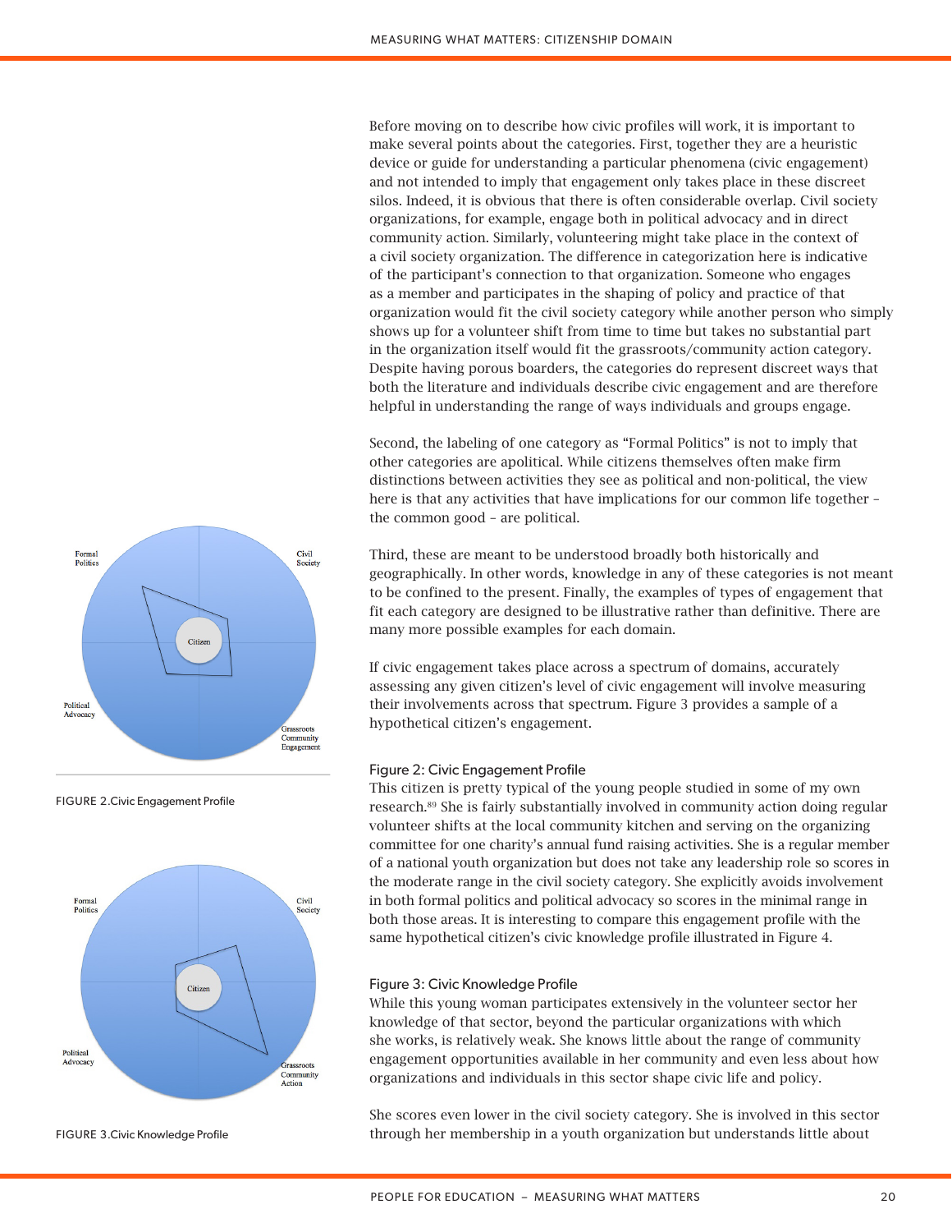Before moving on to describe how civic profiles will work, it is important to make several points about the categories. First, together they are a heuristic device or guide for understanding a particular phenomena (civic engagement) and not intended to imply that engagement only takes place in these discreet silos. Indeed, it is obvious that there is often considerable overlap. Civil society organizations, for example, engage both in political advocacy and in direct community action. Similarly, volunteering might take place in the context of a civil society organization. The difference in categorization here is indicative of the participant's connection to that organization. Someone who engages as a member and participates in the shaping of policy and practice of that organization would fit the civil society category while another person who simply shows up for a volunteer shift from time to time but takes no substantial part in the organization itself would fit the grassroots/community action category. Despite having porous boarders, the categories do represent discreet ways that both the literature and individuals describe civic engagement and are therefore helpful in understanding the range of ways individuals and groups engage.

Second, the labeling of one category as "Formal Politics" is not to imply that other categories are apolitical. While citizens themselves often make firm distinctions between activities they see as political and non-political, the view here is that any activities that have implications for our common life together – the common good – are political.

Third, these are meant to be understood broadly both historically and geographically. In other words, knowledge in any of these categories is not meant to be confined to the present. Finally, the examples of types of engagement that fit each category are designed to be illustrative rather than definitive. There are many more possible examples for each domain.

If civic engagement takes place across a spectrum of domains, accurately assessing any given citizen's level of civic engagement will involve measuring their involvements across that spectrum. Figure 3 provides a sample of a hypothetical citizen's engagement.

FIGURE 2.Civic Engagement Profile

FIGURE 3.Civic Knowledge Profile

### Figure 2: Civic Engagement Profile

This citizen is pretty typical of the young people studied in some of my own research.[89] She is fairly substantially involved in community action doing regular volunteer shifts at the local community kitchen and serving on the organizing committee for one charity's annual fund raising activities. She is a regular member of a national youth organization but does not take any leadership role so scores in the moderate range in the civil society category. She explicitly avoids involvement in both formal politics and political advocacy so scores in the minimal range in both those areas. It is interesting to compare this engagement profile with the same hypothetical citizen's civic knowledge profile illustrated in Figure 4.

### Figure 3: Civic Knowledge Profile

While this young woman participates extensively in the volunteer sector her knowledge of that sector, beyond the particular organizations with which she works, is relatively weak. She knows little about the range of community engagement opportunities available in her community and even less about how organizations and individuals in this sector shape civic life and policy.

She scores even lower in the civil society category. She is involved in this sector through her membership in a youth organization but understands little about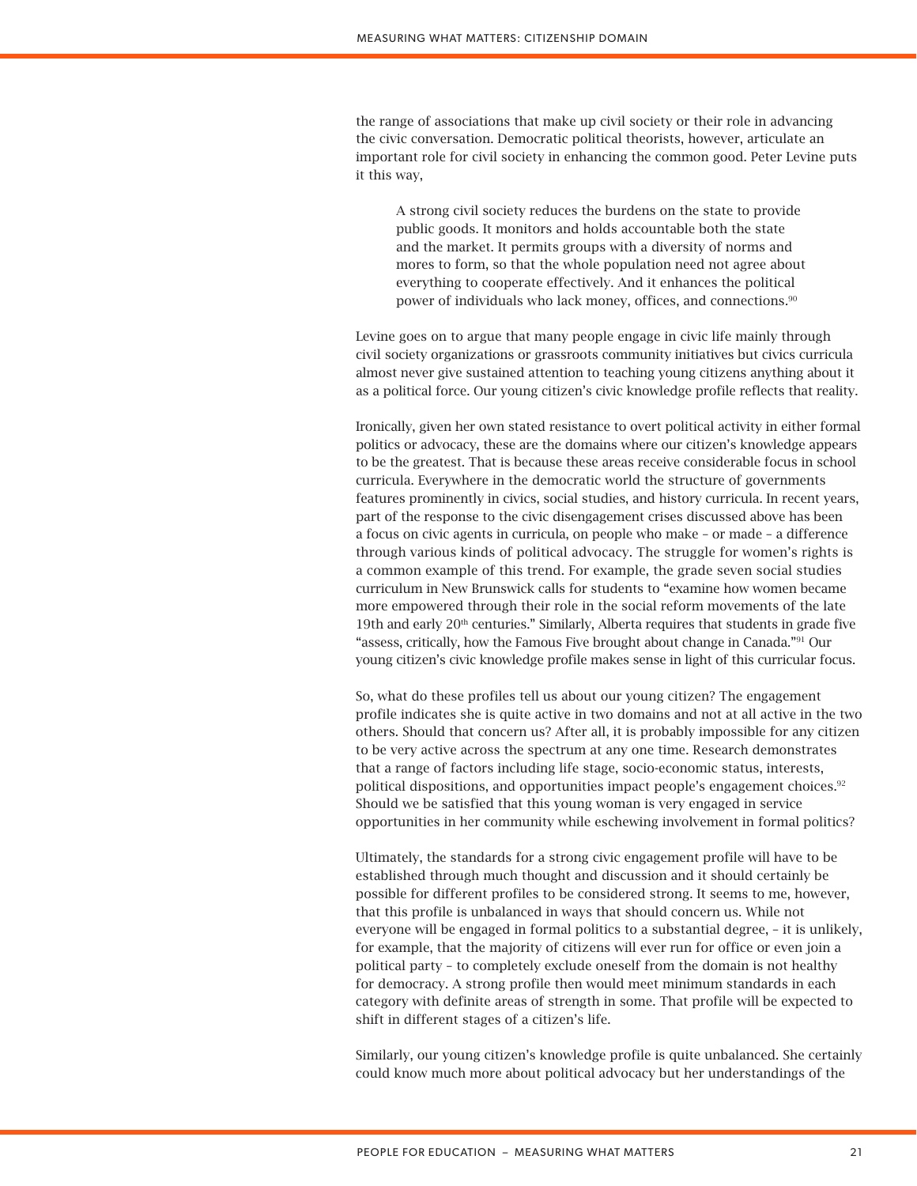the range of associations that make up civil society or their role in advancing the civic conversation. Democratic political theorists, however, articulate an important role for civil society in enhancing the common good. Peter Levine puts it this way,

> A strong civil society reduces the burdens on the state to provide public goods. It monitors and holds accountable both the state and the market. It permits groups with a diversity of norms and mores to form, so that the whole population need not agree about everything to cooperate effectively. And it enhances the political power of individuals who lack money, offices, and connections.[90]

Levine goes on to argue that many people engage in civic life mainly through civil society organizations or grassroots community initiatives but civics curricula almost never give sustained attention to teaching young citizens anything about it as a political force. Our young citizen's civic knowledge profile reflects that reality.

Ironically, given her own stated resistance to overt political activity in either formal politics or advocacy, these are the domains where our citizen's knowledge appears to be the greatest. That is because these areas receive considerable focus in school curricula. Everywhere in the democratic world the structure of governments features prominently in civics, social studies, and history curricula. In recent years, part of the response to the civic disengagement crises discussed above has been a focus on civic agents in curricula, on people who make – or made – a difference through various kinds of political advocacy. The struggle for women's rights is a common example of this trend. For example, the grade seven social studies curriculum in New Brunswick calls for students to "examine how women became more empowered through their role in the social reform movements of the late 19th and early 20th centuries." Similarly, Alberta requires that students in grade five "assess, critically, how the Famous Five brought about change in Canada."[91] Our young citizen's civic knowledge profile makes sense in light of this curricular focus.

So, what do these profiles tell us about our young citizen? The engagement profile indicates she is quite active in two domains and not at all active in the two others. Should that concern us? After all, it is probably impossible for any citizen to be very active across the spectrum at any one time. Research demonstrates that a range of factors including life stage, socio-economic status, interests, political dispositions, and opportunities impact people's engagement choices.[92] Should we be satisfied that this young woman is very engaged in service opportunities in her community while eschewing involvement in formal politics?

Ultimately, the standards for a strong civic engagement profile will have to be established through much thought and discussion and it should certainly be possible for different profiles to be considered strong. It seems to me, however, that this profile is unbalanced in ways that should concern us. While not everyone will be engaged in formal politics to a substantial degree, – it is unlikely, for example, that the majority of citizens will ever run for office or even join a political party – to completely exclude oneself from the domain is not healthy for democracy. A strong profile then would meet minimum standards in each category with definite areas of strength in some. That profile will be expected to shift in different stages of a citizen's life.

Similarly, our young citizen's knowledge profile is quite unbalanced. She certainly could know much more about political advocacy but her understandings of the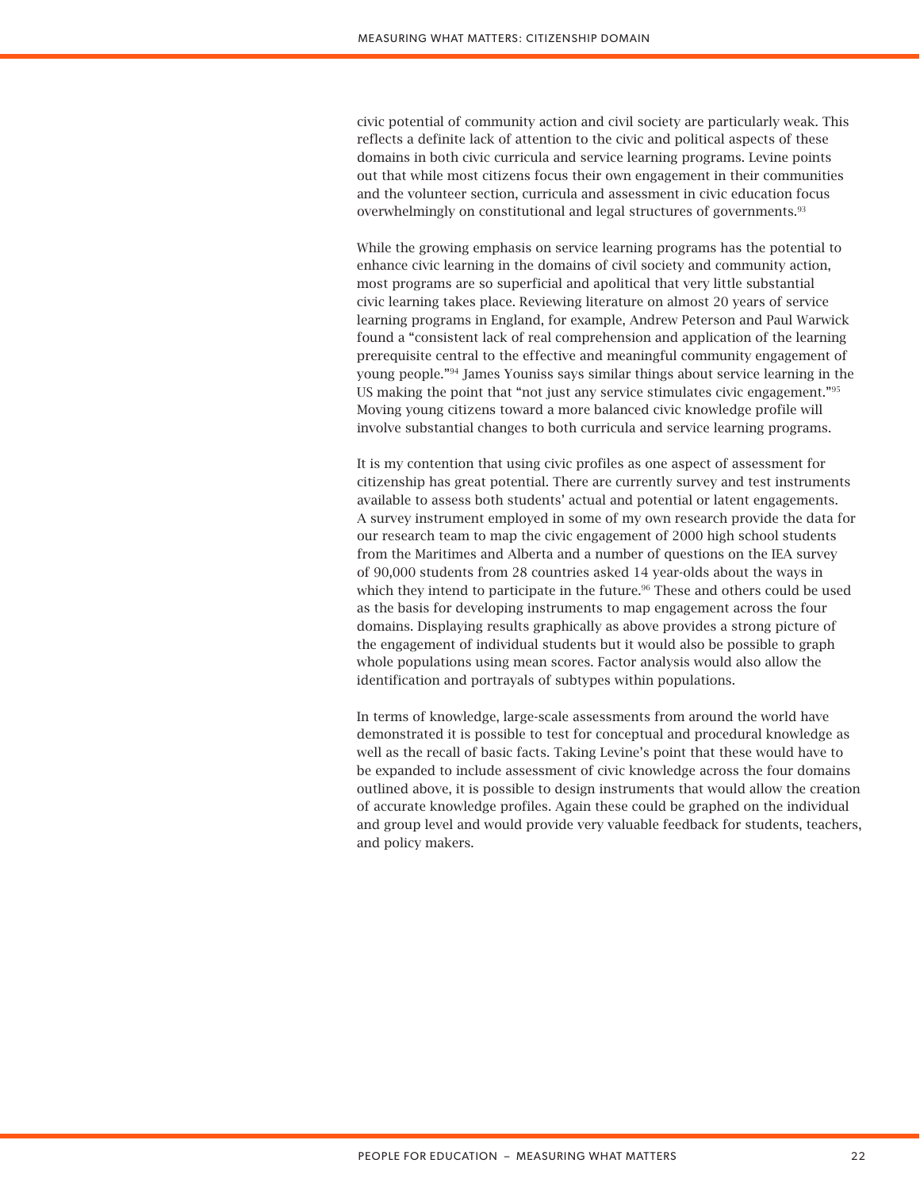civic potential of community action and civil society are particularly weak. This reflects a definite lack of attention to the civic and political aspects of these domains in both civic curricula and service learning programs. Levine points out that while most citizens focus their own engagement in their communities and the volunteer section, curricula and assessment in civic education focus overwhelmingly on constitutional and legal structures of governments.[93]

While the growing emphasis on service learning programs has the potential to enhance civic learning in the domains of civil society and community action, most programs are so superficial and apolitical that very little substantial civic learning takes place. Reviewing literature on almost 20 years of service learning programs in England, for example, Andrew Peterson and Paul Warwick found a "consistent lack of real comprehension and application of the learning prerequisite central to the effective and meaningful community engagement of young people."[94] James Youniss says similar things about service learning in the US making the point that "not just any service stimulates civic engagement."[95] Moving young citizens toward a more balanced civic knowledge profile will involve substantial changes to both curricula and service learning programs.

It is my contention that using civic profiles as one aspect of assessment for citizenship has great potential. There are currently survey and test instruments available to assess both students' actual and potential or latent engagements. A survey instrument employed in some of my own research provide the data for our research team to map the civic engagement of 2000 high school students from the Maritimes and Alberta and a number of questions on the IEA survey of 90,000 students from 28 countries asked 14 year-olds about the ways in which they intend to participate in the future.[96] These and others could be used as the basis for developing instruments to map engagement across the four domains. Displaying results graphically as above provides a strong picture of the engagement of individual students but it would also be possible to graph whole populations using mean scores. Factor analysis would also allow the identification and portrayals of subtypes within populations.

In terms of knowledge, large-scale assessments from around the world have demonstrated it is possible to test for conceptual and procedural knowledge as well as the recall of basic facts. Taking Levine's point that these would have to be expanded to include assessment of civic knowledge across the four domains outlined above, it is possible to design instruments that would allow the creation of accurate knowledge profiles. Again these could be graphed on the individual and group level and would provide very valuable feedback for students, teachers, and policy makers.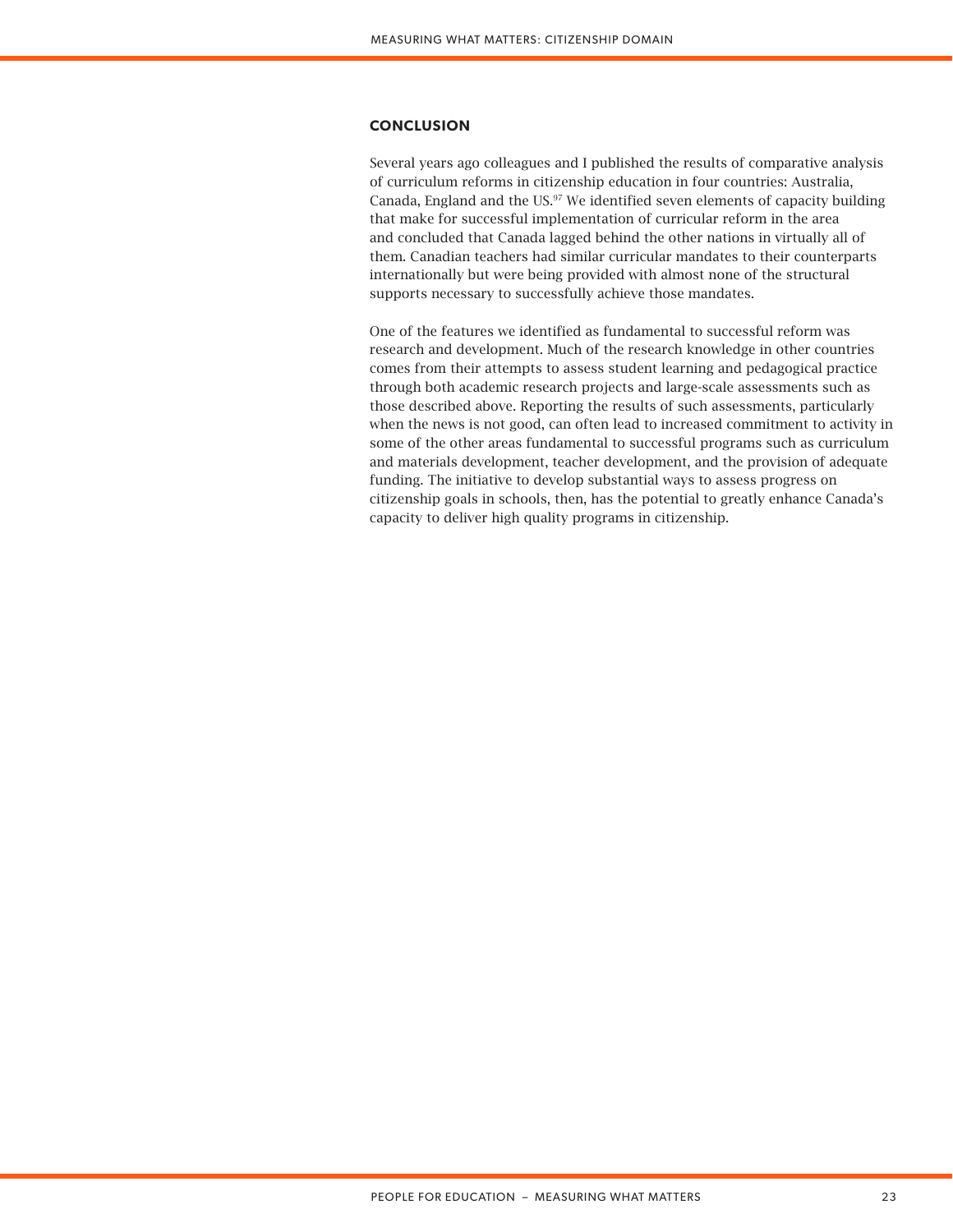## CONCLUSION

Several years ago colleagues and I published the results of comparative analysis of curriculum reforms in citizenship education in four countries: Australia, Canada, England and the US.[97] We identified seven elements of capacity building that make for successful implementation of curricular reform in the area and concluded that Canada lagged behind the other nations in virtually all of them. Canadian teachers had similar curricular mandates to their counterparts internationally but were being provided with almost none of the structural supports necessary to successfully achieve those mandates.

One of the features we identified as fundamental to successful reform was research and development. Much of the research knowledge in other countries comes from their attempts to assess student learning and pedagogical practice through both academic research projects and large-scale assessments such as those described above. Reporting the results of such assessments, particularly when the news is not good, can often lead to increased commitment to activity in some of the other areas fundamental to successful programs such as curriculum and materials development, teacher development, and the provision of adequate funding. The initiative to develop substantial ways to assess progress on citizenship goals in schools, then, has the potential to greatly enhance Canada's capacity to deliver high quality programs in citizenship.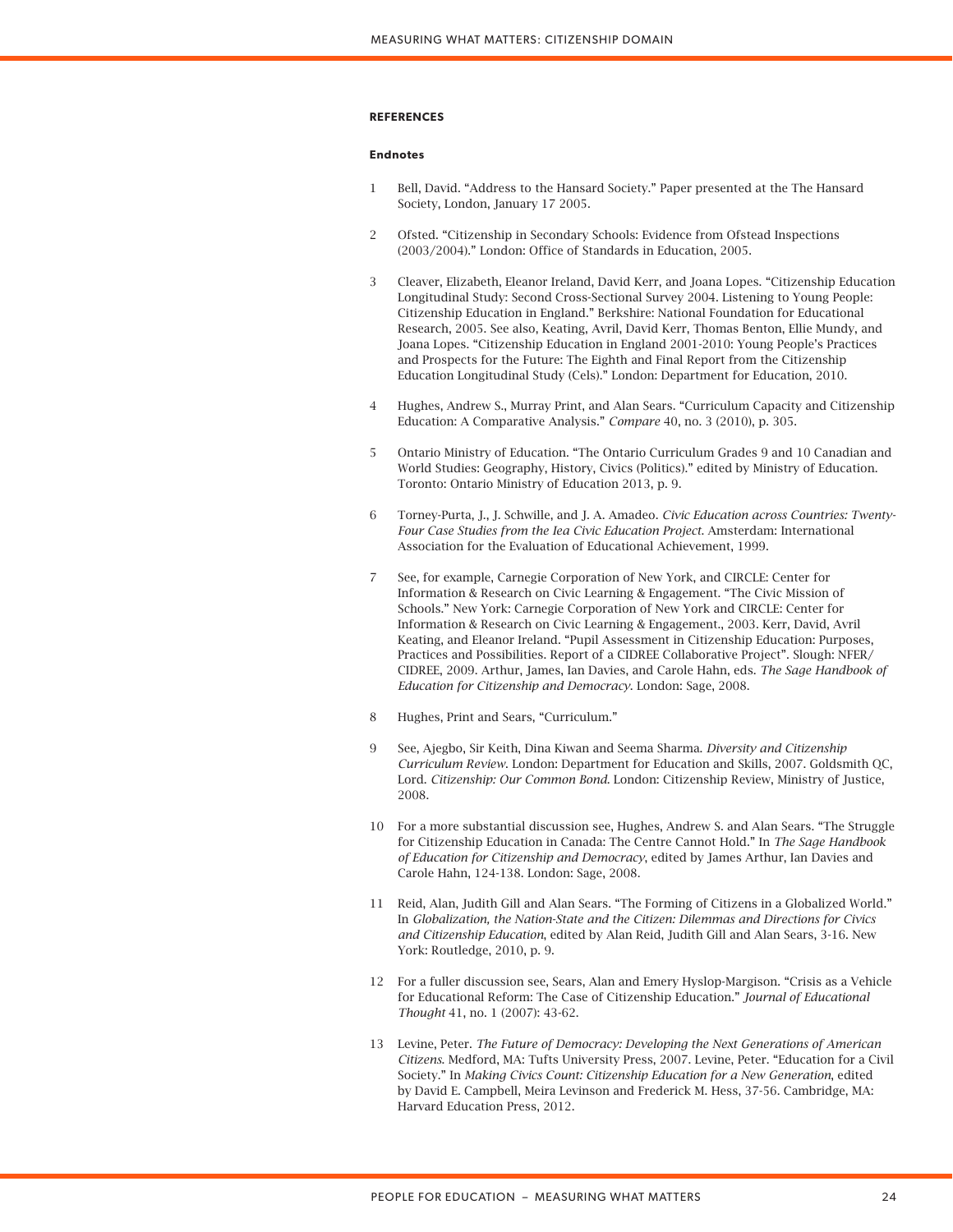## REFERENCES

### Endnotes

1. Bell, David. “Address to the Hansard Society.” Paper presented at the The Hansard Society, London, January 17 2005.

2. Ofsted. “Citizenship in Secondary Schools: Evidence from Ofstead Inspections (2003/2004).” London: Office of Standards in Education, 2005.

3. Cleaver, Elizabeth, Eleanor Ireland, David Kerr, and Joana Lopes. “Citizenship Education Longitudinal Study: Second Cross-Sectional Survey 2004. Listening to Young People: Citizenship Education in England.” Berkshire: National Foundation for Educational Research, 2005. See also, Keating, Avril, David Kerr, Thomas Benton, Ellie Mundy, and Joana Lopes. “Citizenship Education in England 2001-2010: Young People’s Practices and Prospects for the Future: The Eighth and Final Report from the Citizenship Education Longitudinal Study (Cels).” London: Department for Education, 2010.

4. Hughes, Andrew S., Murray Print, and Alan Sears. “Curriculum Capacity and Citizenship Education: A Comparative Analysis.” *Compare* 40, no. 3 (2010), p. 305.

5. Ontario Ministry of Education. “The Ontario Curriculum Grades 9 and 10 Canadian and World Studies: Geography, History, Civics (Politics).” edited by Ministry of Education. Toronto: Ontario Ministry of Education 2013, p. 9.

6. Torney-Purta, J., J. Schwille, and J. A. Amadeo. *Civic Education across Countries: Twenty-Four Case Studies from the Iea Civic Education Project*. Amsterdam: International Association for the Evaluation of Educational Achievement, 1999.

7. See, for example, Carnegie Corporation of New York, and CIRCLE: Center for Information & Research on Civic Learning & Engagement. “The Civic Mission of Schools.” New York: Carnegie Corporation of New York and CIRCLE: Center for Information & Research on Civic Learning & Engagement., 2003. Kerr, David, Avril Keating, and Eleanor Ireland. “Pupil Assessment in Citizenship Education: Purposes, Practices and Possibilities. Report of a CIDREE Collaborative Project”. Slough: NFER/CIDREE, 2009. Arthur, James, Ian Davies, and Carole Hahn, eds. *The Sage Handbook of Education for Citizenship and Democracy*. London: Sage, 2008.

8. Hughes, Print and Sears, “Curriculum.”

9. See, Ajegbo, Sir Keith, Dina Kiwan and Seema Sharma. *Diversity and Citizenship Curriculum Review*. London: Department for Education and Skills, 2007. Goldsmith QC, Lord. *Citizenship: Our Common Bond*. London: Citizenship Review, Ministry of Justice, 2008.

10. For a more substantial discussion see, Hughes, Andrew S. and Alan Sears. “The Struggle for Citizenship Education in Canada: The Centre Cannot Hold.” In *The Sage Handbook of Education for Citizenship and Democracy*, edited by James Arthur, Ian Davies and Carole Hahn, 124-138. London: Sage, 2008.

11. Reid, Alan, Judith Gill and Alan Sears. “The Forming of Citizens in a Globalized World.” In *Globalization, the Nation-State and the Citizen: Dilemmas and Directions for Civics and Citizenship Education*, edited by Alan Reid, Judith Gill and Alan Sears, 3-16. New York: Routledge, 2010, p. 9.

12. For a fuller discussion see, Sears, Alan and Emery Hyslop-Margison. “Crisis as a Vehicle for Educational Reform: The Case of Citizenship Education.” *Journal of Educational Thought* 41, no. 1 (2007): 43-62.

13. Levine, Peter. *The Future of Democracy: Developing the Next Generations of American Citizens*. Medford, MA: Tufts University Press, 2007. Levine, Peter. “Education for a Civil Society.” In *Making Civics Count: Citizenship Education for a New Generation*, edited by David E. Campbell, Meira Levinson and Frederick M. Hess, 37-56. Cambridge, MA: Harvard Education Press, 2012.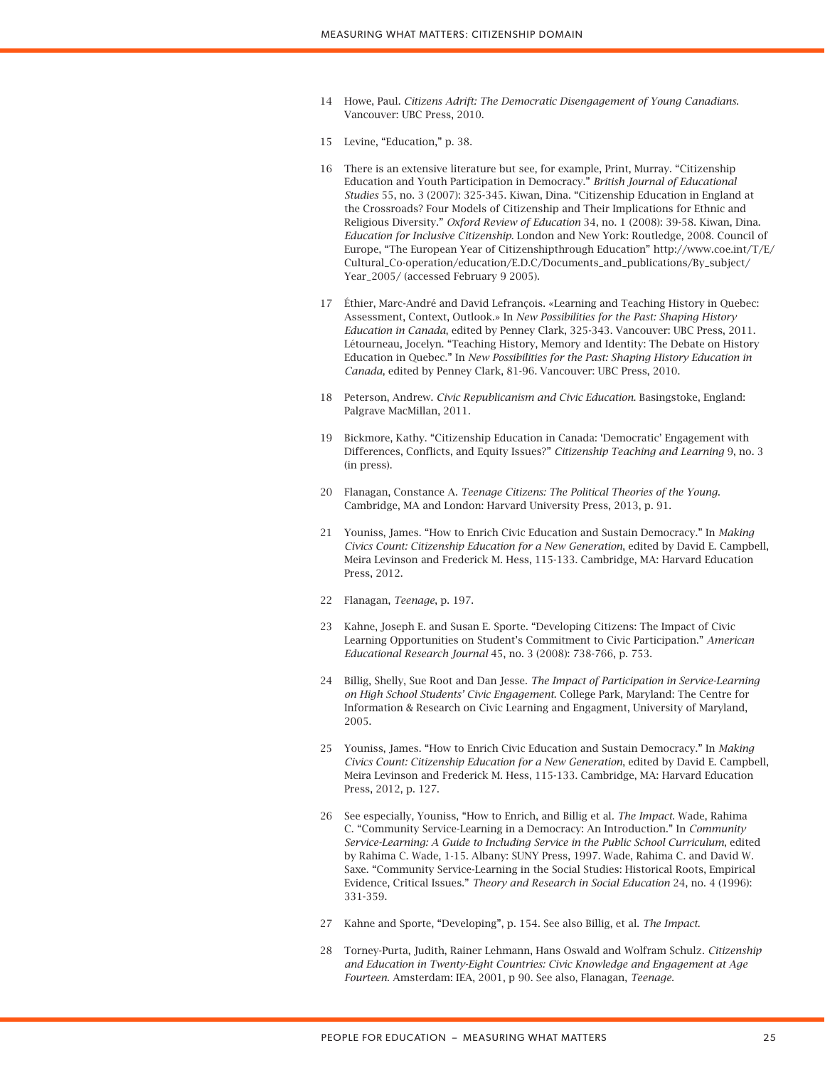14 Howe, Paul. *Citizens Adrift: The Democratic Disengagement of Young Canadians.* Vancouver: UBC Press, 2010.

15 Levine, "Education," p. 38.

16 There is an extensive literature but see, for example, Print, Murray. "Citizenship Education and Youth Participation in Democracy." *British Journal of Educational Studies* 55, no. 3 (2007): 325-345. Kiwan, Dina. "Citizenship Education in England at the Crossroads? Four Models of Citizenship and Their Implications for Ethnic and Religious Diversity." *Oxford Review of Education* 34, no. 1 (2008): 39-58. Kiwan, Dina. *Education for Inclusive Citizenship.* London and New York: Routledge, 2008. Council of Europe, "The European Year of Citizenshipthrough Education" http://www.coe.int/T/E/Cultural_Co-operation/education/E.D.C/Documents_and_publications/By_subject/Year_2005/ (accessed February 9 2005).

17 Éthier, Marc-André and David Lefrançois. «Learning and Teaching History in Quebec: Assessment, Context, Outlook.» In *New Possibilities for the Past: Shaping History Education in Canada*, edited by Penney Clark, 325-343. Vancouver: UBC Press, 2011. Létourneau, Jocelyn. "Teaching History, Memory and Identity: The Debate on History Education in Quebec." In *New Possibilities for the Past: Shaping History Education in Canada*, edited by Penney Clark, 81-96. Vancouver: UBC Press, 2010.

18 Peterson, Andrew. *Civic Republicanism and Civic Education.* Basingstoke, England: Palgrave MacMillan, 2011.

19 Bickmore, Kathy. "Citizenship Education in Canada: 'Democratic' Engagement with Differences, Conflicts, and Equity Issues?" *Citizenship Teaching and Learning* 9, no. 3 (in press).

20 Flanagan, Constance A. *Teenage Citizens: The Political Theories of the Young.* Cambridge, MA and London: Harvard University Press, 2013, p. 91.

21 Youniss, James. "How to Enrich Civic Education and Sustain Democracy." In *Making Civics Count: Citizenship Education for a New Generation*, edited by David E. Campbell, Meira Levinson and Frederick M. Hess, 115-133. Cambridge, MA: Harvard Education Press, 2012.

22 Flanagan, *Teenage*, p. 197.

23 Kahne, Joseph E. and Susan E. Sporte. "Developing Citizens: The Impact of Civic Learning Opportunities on Student's Commitment to Civic Participation." *American Educational Research Journal* 45, no. 3 (2008): 738-766, p. 753.

24 Billig, Shelly, Sue Root and Dan Jesse. *The Impact of Participation in Service-Learning on High School Students' Civic Engagement.* College Park, Maryland: The Centre for Information & Research on Civic Learning and Engagment, University of Maryland, 2005.

25 Youniss, James. "How to Enrich Civic Education and Sustain Democracy." In *Making Civics Count: Citizenship Education for a New Generation*, edited by David E. Campbell, Meira Levinson and Frederick M. Hess, 115-133. Cambridge, MA: Harvard Education Press, 2012, p. 127.

26 See especially, Youniss, "How to Enrich, and Billig et al. *The Impact.* Wade, Rahima C. "Community Service-Learning in a Democracy: An Introduction." In *Community Service-Learning: A Guide to Including Service in the Public School Curriculum*, edited by Rahima C. Wade, 1-15. Albany: SUNY Press, 1997. Wade, Rahima C. and David W. Saxe. "Community Service-Learning in the Social Studies: Historical Roots, Empirical Evidence, Critical Issues." *Theory and Research in Social Education* 24, no. 4 (1996): 331-359.

27 Kahne and Sporte, "Developing", p. 154. See also Billig, et al. *The Impact.*

28 Torney-Purta, Judith, Rainer Lehmann, Hans Oswald and Wolfram Schulz. *Citizenship and Education in Twenty-Eight Countries: Civic Knowledge and Engagement at Age Fourteen.* Amsterdam: IEA, 2001, p 90. See also, Flanagan, *Teenage.*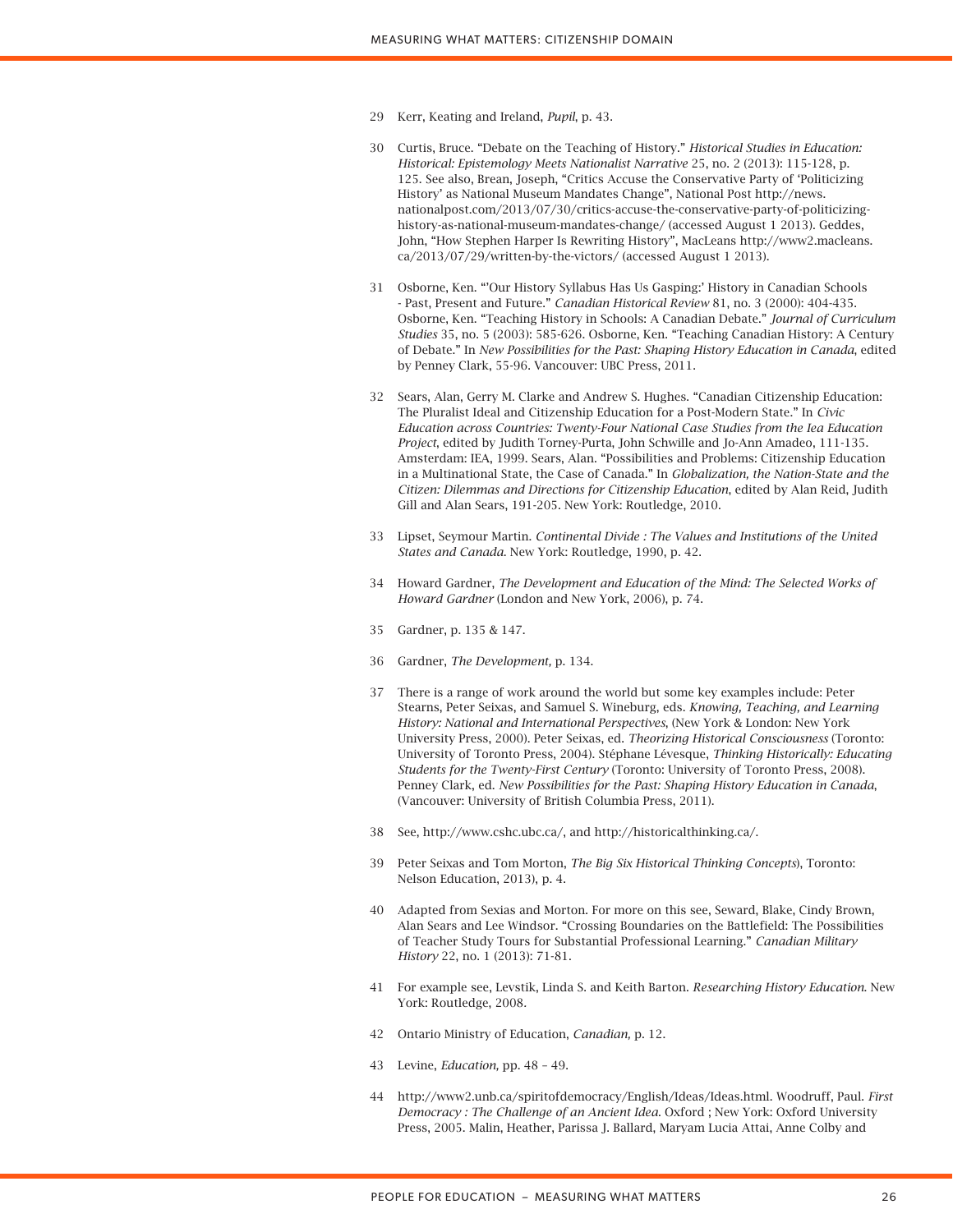29 Kerr, Keating and Ireland, *Pupil*, p. 43.

30 Curtis, Bruce. "Debate on the Teaching of History." *Historical Studies in Education: Historical: Epistemology Meets Nationalist Narrative* 25, no. 2 (2013): 115-128, p. 125. See also, Brean, Joseph, "Critics Accuse the Conservative Party of 'Politicizing History' as National Museum Mandates Change", National Post http://news.nationalpost.com/2013/07/30/critics-accuse-the-conservative-party-of-politicizing-history-as-national-museum-mandates-change/ (accessed August 1 2013). Geddes, John, "How Stephen Harper Is Rewriting History", MacLeans http://www2.macleans.ca/2013/07/29/written-by-the-victors/ (accessed August 1 2013).

31 Osborne, Ken. "'Our History Syllabus Has Us Gasping:' History in Canadian Schools - Past, Present and Future." *Canadian Historical Review* 81, no. 3 (2000): 404-435. Osborne, Ken. "Teaching History in Schools: A Canadian Debate." *Journal of Curriculum Studies* 35, no. 5 (2003): 585-626. Osborne, Ken. "Teaching Canadian History: A Century of Debate." In *New Possibilities for the Past: Shaping History Education in Canada*, edited by Penney Clark, 55-96. Vancouver: UBC Press, 2011.

32 Sears, Alan, Gerry M. Clarke and Andrew S. Hughes. "Canadian Citizenship Education: The Pluralist Ideal and Citizenship Education for a Post-Modern State." In *Civic Education across Countries: Twenty-Four National Case Studies from the Iea Education Project*, edited by Judith Torney-Purta, John Schwille and Jo-Ann Amadeo, 111-135. Amsterdam: IEA, 1999. Sears, Alan. "Possibilities and Problems: Citizenship Education in a Multinational State, the Case of Canada." In *Globalization, the Nation-State and the Citizen: Dilemmas and Directions for Citizenship Education*, edited by Alan Reid, Judith Gill and Alan Sears, 191-205. New York: Routledge, 2010.

33 Lipset, Seymour Martin. *Continental Divide : The Values and Institutions of the United States and Canada*. New York: Routledge, 1990, p. 42.

34 Howard Gardner, *The Development and Education of the Mind: The Selected Works of Howard Gardner* (London and New York, 2006), p. 74.

35 Gardner, p. 135 & 147.

36 Gardner, *The Development,* p. 134.

37 There is a range of work around the world but some key examples include: Peter Stearns, Peter Seixas, and Samuel S. Wineburg, eds. *Knowing, Teaching, and Learning History: National and International Perspectives*, (New York & London: New York University Press, 2000). Peter Seixas, ed. *Theorizing Historical Consciousness* (Toronto: University of Toronto Press, 2004). Stéphane Lévesque, *Thinking Historically: Educating Students for the Twenty-First Century* (Toronto: University of Toronto Press, 2008). Penney Clark, ed. *New Possibilities for the Past: Shaping History Education in Canada*, (Vancouver: University of British Columbia Press, 2011).

38 See, http://www.cshc.ubc.ca/, and http://historicalthinking.ca/.

39 Peter Seixas and Tom Morton, *The Big Six Historical Thinking Concepts*), Toronto: Nelson Education, 2013), p. 4.

40 Adapted from Sexias and Morton. For more on this see, Seward, Blake, Cindy Brown, Alan Sears and Lee Windsor. "Crossing Boundaries on the Battlefield: The Possibilities of Teacher Study Tours for Substantial Professional Learning." *Canadian Military History* 22, no. 1 (2013): 71-81.

41 For example see, Levstik, Linda S. and Keith Barton. *Researching History Education*. New York: Routledge, 2008.

42 Ontario Ministry of Education, *Canadian,* p. 12.

43 Levine, *Education,* pp. 48 – 49.

44 http://www2.unb.ca/spiritofdemocracy/English/Ideas/Ideas.html. Woodruff, Paul. *First Democracy : The Challenge of an Ancient Idea*. Oxford ; New York: Oxford University Press, 2005. Malin, Heather, Parissa J. Ballard, Maryam Lucia Attai, Anne Colby and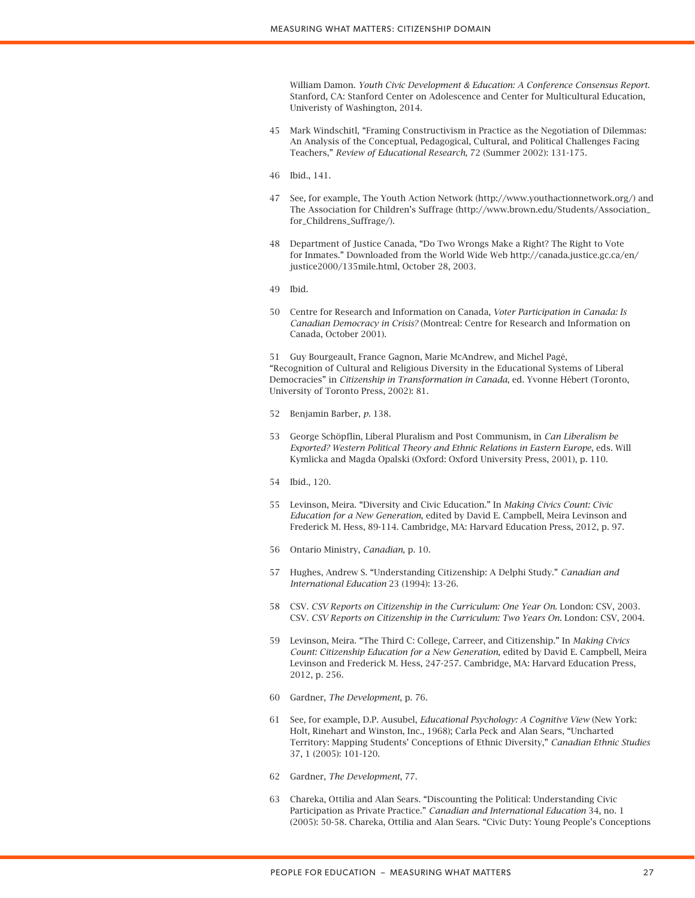William Damon. *Youth Civic Development & Education: A Conference Consensus Report*. Stanford, CA: Stanford Center on Adolescence and Center for Multicultural Education, Univeristy of Washington, 2014.

45 Mark Windschitl, "Framing Constructivism in Practice as the Negotiation of Dilemmas: An Analysis of the Conceptual, Pedagogical, Cultural, and Political Challenges Facing Teachers," *Review of Educational Research,* 72 (Summer 2002): 131-175.

46 Ibid., 141.

47 See, for example, The Youth Action Network (http://www.youthactionnetwork.org/) and The Association for Children's Suffrage (http://www.brown.edu/Students/Association_for_Childrens_Suffrage/).

48 Department of Justice Canada, "Do Two Wrongs Make a Right? The Right to Vote for Inmates." Downloaded from the World Wide Web http://canada.justice.gc.ca/en/justice2000/135mile.html, October 28, 2003.

49 Ibid.

50 Centre for Research and Information on Canada, *Voter Participation in Canada: Is Canadian Democracy in Crisis?* (Montreal: Centre for Research and Information on Canada, October 2001).

51 Guy Bourgeault, France Gagnon, Marie McAndrew, and Michel Pagé, "Recognition of Cultural and Religious Diversity in the Educational Systems of Liberal Democracies" in *Citizenship in Transformation in Canada*, ed. Yvonne Hébert (Toronto, University of Toronto Press, 2002): 81.

52 Benjamin Barber, *p.* 138.

53 George Schöpflin, Liberal Pluralism and Post Communism, in *Can Liberalism be Exported? Western Political Theory and Ethnic Relations in Eastern Europe*, eds. Will Kymlicka and Magda Opalski (Oxford: Oxford University Press, 2001), p. 110.

54 Ibid., 120.

55 Levinson, Meira. "Diversity and Civic Education." In *Making Civics Count: Civic Education for a New Generation*, edited by David E. Campbell, Meira Levinson and Frederick M. Hess, 89-114. Cambridge, MA: Harvard Education Press, 2012, p. 97.

56 Ontario Ministry, *Canadian,* p. 10.

57 Hughes, Andrew S. "Understanding Citizenship: A Delphi Study." *Canadian and International Education* 23 (1994): 13-26.

58 CSV. *CSV Reports on Citizenship in the Curriculum: One Year On*. London: CSV, 2003. CSV. *CSV Reports on Citizenship in the Curriculum: Two Years On*. London: CSV, 2004.

59 Levinson, Meira. "The Third C: College, Carreer, and Citizenship." In *Making Civics Count: Citizenship Education for a New Generation*, edited by David E. Campbell, Meira Levinson and Frederick M. Hess, 247-257. Cambridge, MA: Harvard Education Press, 2012, p. 256.

60 Gardner, *The Development,* p. 76.

61 See, for example, D.P. Ausubel, *Educational Psychology: A Cognitive View* (New York: Holt, Rinehart and Winston, Inc., 1968); Carla Peck and Alan Sears, "Uncharted Territory: Mapping Students' Conceptions of Ethnic Diversity," *Canadian Ethnic Studies* 37, 1 (2005): 101-120.

62 Gardner, *The Development*, 77.

63 Chareka, Ottilia and Alan Sears. "Discounting the Political: Understanding Civic Participation as Private Practice." *Canadian and International Education* 34, no. 1 (2005): 50-58. Chareka, Ottilia and Alan Sears. "Civic Duty: Young People's Conceptions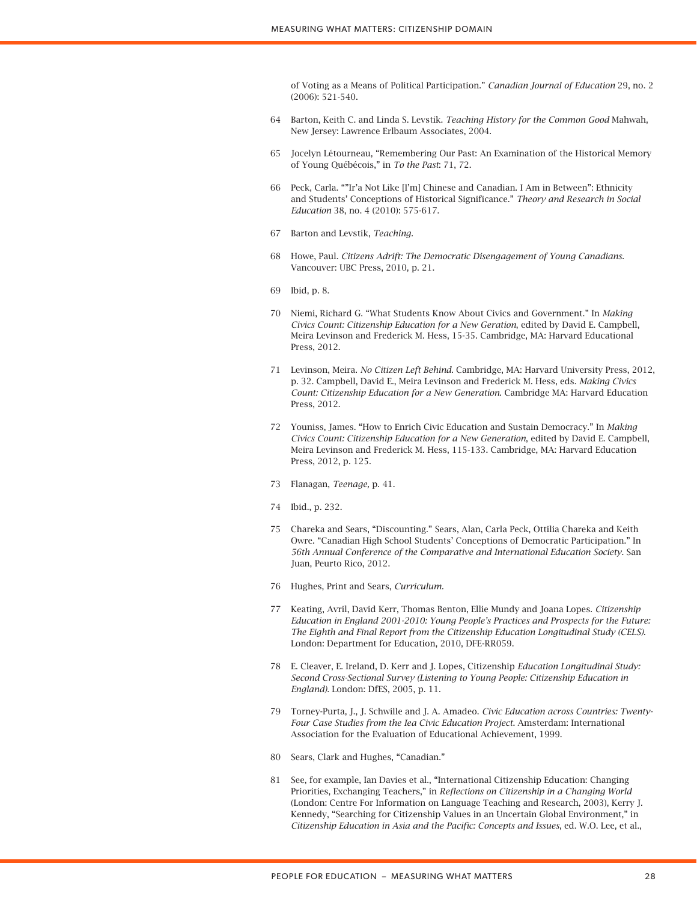of Voting as a Means of Political Participation." *Canadian Journal of Education* 29, no. 2 (2006): 521-540.

64 Barton, Keith C. and Linda S. Levstik. *Teaching History for the Common Good* Mahwah, New Jersey: Lawrence Erlbaum Associates, 2004.

65 Jocelyn Létourneau, "Remembering Our Past: An Examination of the Historical Memory of Young Québécois," in *To the Past*: 71, 72.

66 Peck, Carla. ""Ir'a Not Like [I'm] Chinese and Canadian. I Am in Between": Ethnicity and Students' Conceptions of Historical Significance." *Theory and Research in Social Education* 38, no. 4 (2010): 575-617.

67 Barton and Levstik, *Teaching*.

68 Howe, Paul. *Citizens Adrift: The Democratic Disengagement of Young Canadians*. Vancouver: UBC Press, 2010, p. 21.

69 Ibid, p. 8.

70 Niemi, Richard G. "What Students Know About Civics and Government." In *Making Civics Count: Citizenship Education for a New Geration*, edited by David E. Campbell, Meira Levinson and Frederick M. Hess, 15-35. Cambridge, MA: Harvard Educational Press, 2012.

71 Levinson, Meira. *No Citizen Left Behind*. Cambridge, MA: Harvard University Press, 2012, p. 32. Campbell, David E., Meira Levinson and Frederick M. Hess, eds. *Making Civics Count: Citizenship Education for a New Generation*. Cambridge MA: Harvard Education Press, 2012.

72 Youniss, James. "How to Enrich Civic Education and Sustain Democracy." In *Making Civics Count: Citizenship Education for a New Generation*, edited by David E. Campbell, Meira Levinson and Frederick M. Hess, 115-133. Cambridge, MA: Harvard Education Press, 2012, p. 125.

73 Flanagan, *Teenage,* p. 41.

74 Ibid., p. 232.

75 Chareka and Sears, "Discounting." Sears, Alan, Carla Peck, Ottilia Chareka and Keith Owre. "Canadian High School Students' Conceptions of Democratic Participation." In *56th Annual Conference of the Comparative and International Education Society*. San Juan, Peurto Rico, 2012.

76 Hughes, Print and Sears, *Curriculum*.

77 Keating, Avril, David Kerr, Thomas Benton, Ellie Mundy and Joana Lopes. *Citizenship Education in England 2001-2010: Young People's Practices and Prospects for the Future: The Eighth and Final Report from the Citizenship Education Longitudinal Study (CELS)*. London: Department for Education, 2010, DFE-RR059.

78 E. Cleaver, E. Ireland, D. Kerr and J. Lopes, Citizenship *Education Longitudinal Study: Second Cross-Sectional Survey (Listening to Young People: Citizenship Education in England)*. London: DfES, 2005, p. 11.

79 Torney-Purta, J., J. Schwille and J. A. Amadeo. *Civic Education across Countries: Twenty-Four Case Studies from the Iea Civic Education Project*. Amsterdam: International Association for the Evaluation of Educational Achievement, 1999.

80 Sears, Clark and Hughes, "Canadian."

81 See, for example, Ian Davies et al., "International Citizenship Education: Changing Priorities, Exchanging Teachers," in *Reflections on Citizenship in a Changing World* (London: Centre For Information on Language Teaching and Research, 2003), Kerry J. Kennedy, "Searching for Citizenship Values in an Uncertain Global Environment," in *Citizenship Education in Asia and the Pacific: Concepts and Issues*, ed. W.O. Lee, et al.,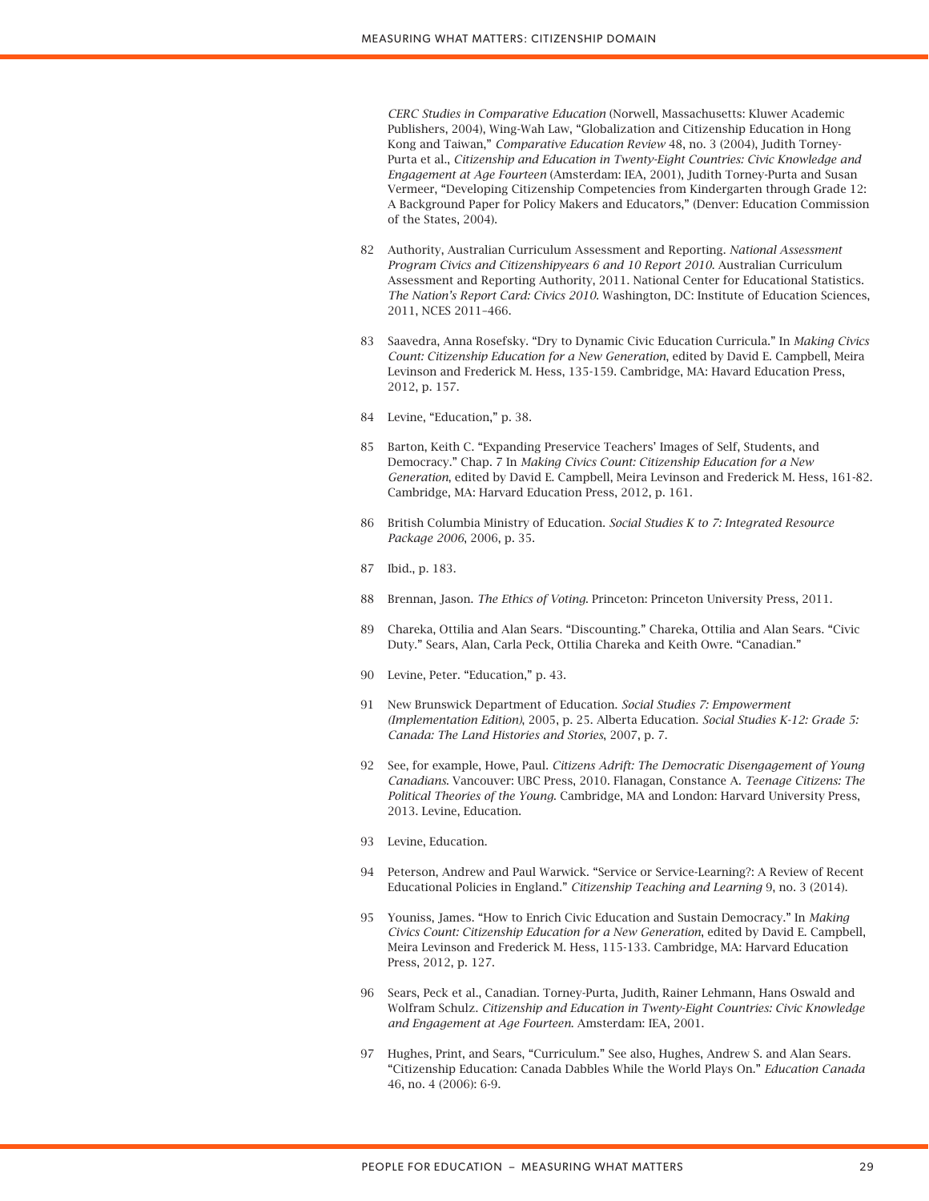*CERC Studies in Comparative Education* (Norwell, Massachusetts: Kluwer Academic Publishers, 2004), Wing-Wah Law, "Globalization and Citizenship Education in Hong Kong and Taiwan," *Comparative Education Review* 48, no. 3 (2004), Judith Torney-Purta et al., *Citizenship and Education in Twenty-Eight Countries: Civic Knowledge and Engagement at Age Fourteen* (Amsterdam: IEA, 2001), Judith Torney-Purta and Susan Vermeer, "Developing Citizenship Competencies from Kindergarten through Grade 12: A Background Paper for Policy Makers and Educators," (Denver: Education Commission of the States, 2004).

82 Authority, Australian Curriculum Assessment and Reporting. *National Assessment Program Civics and Citizenshipyears 6 and 10 Report 2010*. Australian Curriculum Assessment and Reporting Authority, 2011. National Center for Educational Statistics. *The Nation's Report Card: Civics 2010*. Washington, DC: Institute of Education Sciences, 2011, NCES 2011–466.

83 Saavedra, Anna Rosefsky. "Dry to Dynamic Civic Education Curricula." In *Making Civics Count: Citizenship Education for a New Generation*, edited by David E. Campbell, Meira Levinson and Frederick M. Hess, 135-159. Cambridge, MA: Havard Education Press, 2012, p. 157.

84 Levine, "Education," p. 38.

85 Barton, Keith C. "Expanding Preservice Teachers' Images of Self, Students, and Democracy." Chap. 7 In *Making Civics Count: Citizenship Education for a New Generation*, edited by David E. Campbell, Meira Levinson and Frederick M. Hess, 161-82. Cambridge, MA: Harvard Education Press, 2012, p. 161.

86 British Columbia Ministry of Education. *Social Studies K to 7: Integrated Resource Package 2006*, 2006, p. 35.

87 Ibid., p. 183.

88 Brennan, Jason. *The Ethics of Voting*. Princeton: Princeton University Press, 2011.

89 Chareka, Ottilia and Alan Sears. "Discounting." Chareka, Ottilia and Alan Sears. "Civic Duty." Sears, Alan, Carla Peck, Ottilia Chareka and Keith Owre. "Canadian."

90 Levine, Peter. "Education," p. 43.

91 New Brunswick Department of Education. *Social Studies 7: Empowerment (Implementation Edition)*, 2005, p. 25. Alberta Education. *Social Studies K-12: Grade 5: Canada: The Land Histories and Stories*, 2007, p. 7.

92 See, for example, Howe, Paul. *Citizens Adrift: The Democratic Disengagement of Young Canadians*. Vancouver: UBC Press, 2010. Flanagan, Constance A. *Teenage Citizens: The Political Theories of the Young*. Cambridge, MA and London: Harvard University Press, 2013. Levine, Education.

93 Levine, Education.

94 Peterson, Andrew and Paul Warwick. "Service or Service-Learning?: A Review of Recent Educational Policies in England." *Citizenship Teaching and Learning* 9, no. 3 (2014).

95 Youniss, James. "How to Enrich Civic Education and Sustain Democracy." In *Making Civics Count: Citizenship Education for a New Generation*, edited by David E. Campbell, Meira Levinson and Frederick M. Hess, 115-133. Cambridge, MA: Harvard Education Press, 2012, p. 127.

96 Sears, Peck et al., Canadian. Torney-Purta, Judith, Rainer Lehmann, Hans Oswald and Wolfram Schulz. *Citizenship and Education in Twenty-Eight Countries: Civic Knowledge and Engagement at Age Fourteen*. Amsterdam: IEA, 2001.

97 Hughes, Print, and Sears, "Curriculum." See also, Hughes, Andrew S. and Alan Sears. "Citizenship Education: Canada Dabbles While the World Plays On." *Education Canada* 46, no. 4 (2006): 6-9.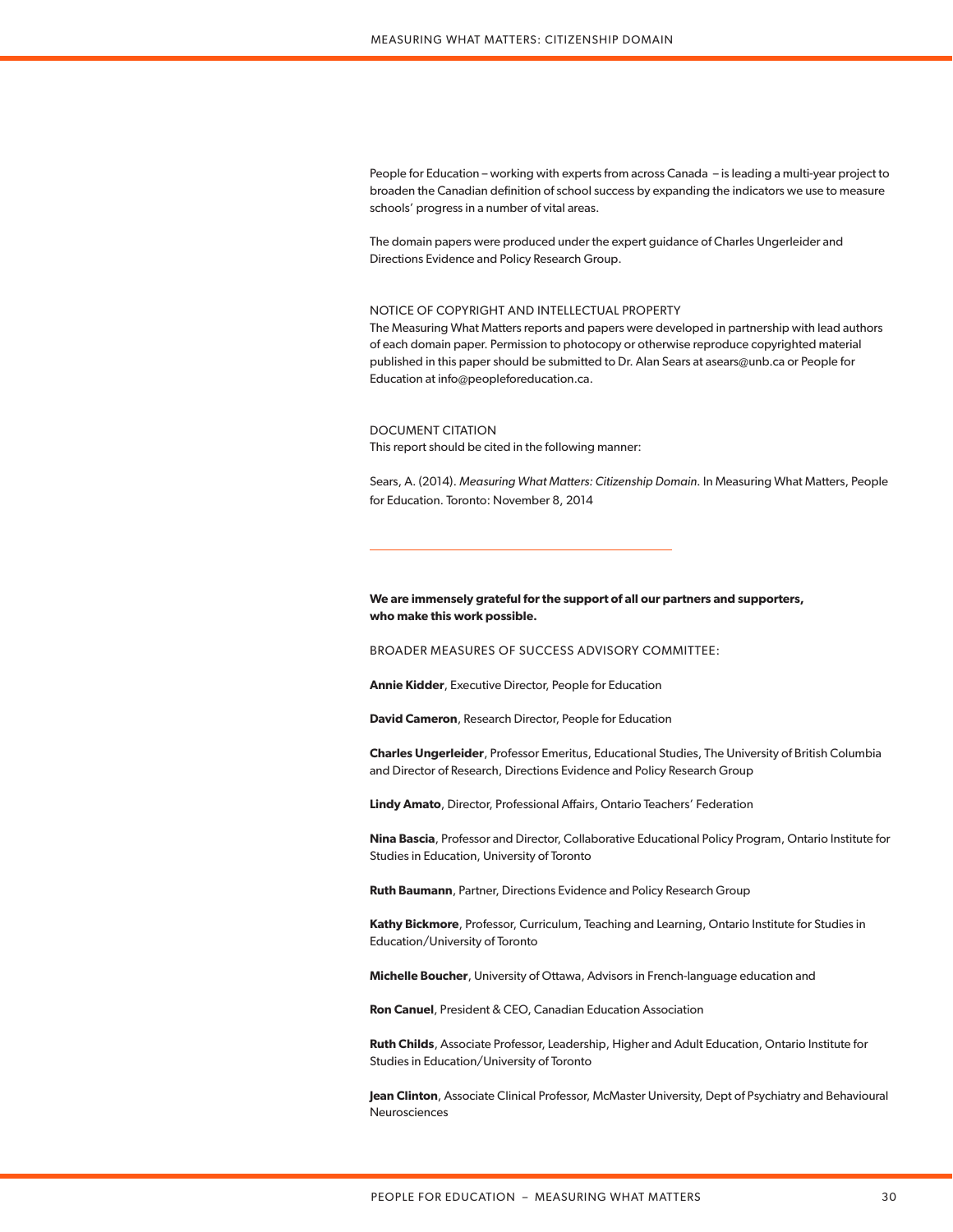People for Education – working with experts from across Canada – is leading a multi-year project to broaden the Canadian definition of school success by expanding the indicators we use to measure schools' progress in a number of vital areas.

The domain papers were produced under the expert guidance of Charles Ungerleider and Directions Evidence and Policy Research Group.

NOTICE OF COPYRIGHT AND INTELLECTUAL PROPERTY

The Measuring What Matters reports and papers were developed in partnership with lead authors of each domain paper. Permission to photocopy or otherwise reproduce copyrighted material published in this paper should be submitted to Dr. Alan Sears at asears@unb.ca or People for Education at info@peopleforeducation.ca.

DOCUMENT CITATION

This report should be cited in the following manner:

Sears, A. (2014). *Measuring What Matters: Citizenship Domain.* In Measuring What Matters, People for Education. Toronto: November 8, 2014

---

**We are immensely grateful for the support of all our partners and supporters, who make this work possible.**

BROADER MEASURES OF SUCCESS ADVISORY COMMITTEE:

**Annie Kidder**, Executive Director, People for Education

**David Cameron**, Research Director, People for Education

**Charles Ungerleider**, Professor Emeritus, Educational Studies, The University of British Columbia and Director of Research, Directions Evidence and Policy Research Group

**Lindy Amato**, Director, Professional Affairs, Ontario Teachers' Federation

**Nina Bascia**, Professor and Director, Collaborative Educational Policy Program, Ontario Institute for Studies in Education, University of Toronto

**Ruth Baumann**, Partner, Directions Evidence and Policy Research Group

**Kathy Bickmore**, Professor, Curriculum, Teaching and Learning, Ontario Institute for Studies in Education/University of Toronto

**Michelle Boucher**, University of Ottawa, Advisors in French-language education and

**Ron Canuel**, President & CEO, Canadian Education Association

**Ruth Childs**, Associate Professor, Leadership, Higher and Adult Education, Ontario Institute for Studies in Education/University of Toronto

**Jean Clinton**, Associate Clinical Professor, McMaster University, Dept of Psychiatry and Behavioural Neurosciences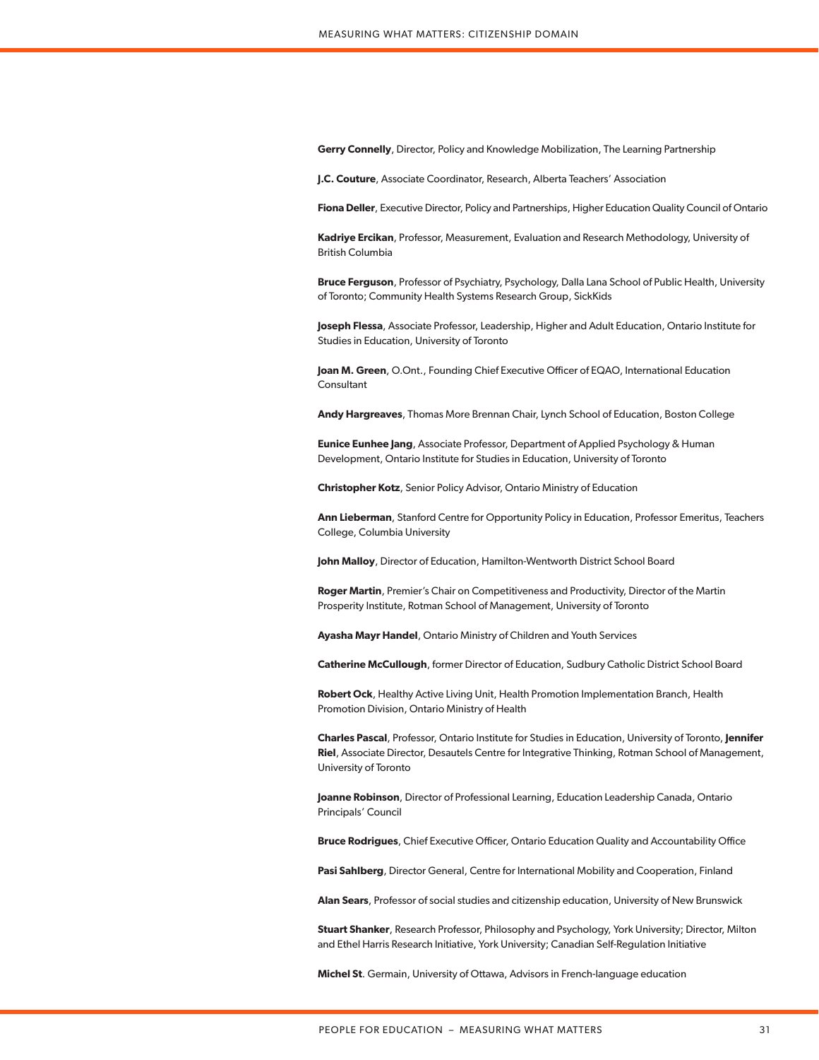**Gerry Connelly**, Director, Policy and Knowledge Mobilization, The Learning Partnership

**J.C. Couture**, Associate Coordinator, Research, Alberta Teachers' Association

**Fiona Deller**, Executive Director, Policy and Partnerships, Higher Education Quality Council of Ontario

**Kadriye Ercikan**, Professor, Measurement, Evaluation and Research Methodology, University of British Columbia

**Bruce Ferguson**, Professor of Psychiatry, Psychology, Dalla Lana School of Public Health, University of Toronto; Community Health Systems Research Group, SickKids

**Joseph Flessa**, Associate Professor, Leadership, Higher and Adult Education, Ontario Institute for Studies in Education, University of Toronto

**Joan M. Green**, O.Ont., Founding Chief Executive Officer of EQAO, International Education Consultant

**Andy Hargreaves**, Thomas More Brennan Chair, Lynch School of Education, Boston College

**Eunice Eunhee Jang**, Associate Professor, Department of Applied Psychology & Human Development, Ontario Institute for Studies in Education, University of Toronto

**Christopher Kotz**, Senior Policy Advisor, Ontario Ministry of Education

**Ann Lieberman**, Stanford Centre for Opportunity Policy in Education, Professor Emeritus, Teachers College, Columbia University

**John Malloy**, Director of Education, Hamilton-Wentworth District School Board

**Roger Martin**, Premier's Chair on Competitiveness and Productivity, Director of the Martin Prosperity Institute, Rotman School of Management, University of Toronto

**Ayasha Mayr Handel**, Ontario Ministry of Children and Youth Services

**Catherine McCullough**, former Director of Education, Sudbury Catholic District School Board

**Robert Ock**, Healthy Active Living Unit, Health Promotion Implementation Branch, Health Promotion Division, Ontario Ministry of Health

**Charles Pascal**, Professor, Ontario Institute for Studies in Education, University of Toronto, **Jennifer Riel**, Associate Director, Desautels Centre for Integrative Thinking, Rotman School of Management, University of Toronto

**Joanne Robinson**, Director of Professional Learning, Education Leadership Canada, Ontario Principals' Council

**Bruce Rodrigues**, Chief Executive Officer, Ontario Education Quality and Accountability Office

**Pasi Sahlberg**, Director General, Centre for International Mobility and Cooperation, Finland

**Alan Sears**, Professor of social studies and citizenship education, University of New Brunswick

**Stuart Shanker**, Research Professor, Philosophy and Psychology, York University; Director, Milton and Ethel Harris Research Initiative, York University; Canadian Self-Regulation Initiative

**Michel St**. Germain, University of Ottawa, Advisors in French-language education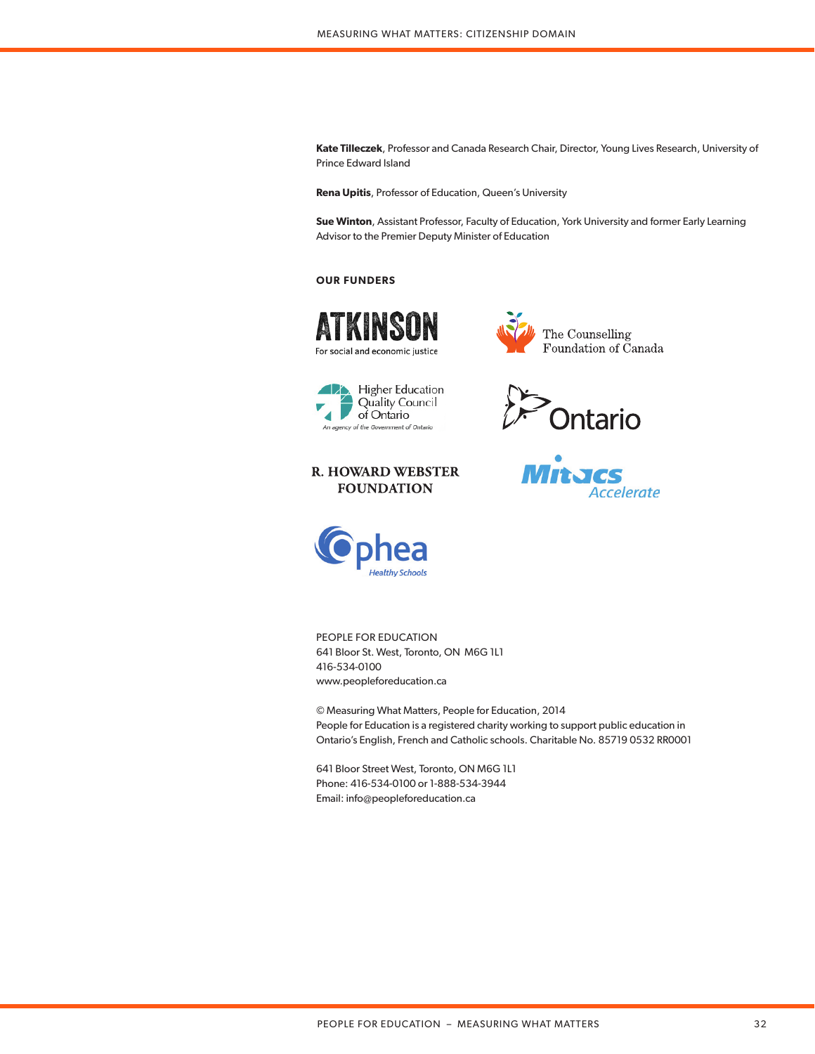**Kate Tilleczek**, Professor and Canada Research Chair, Director, Young Lives Research, University of Prince Edward Island

**Rena Upitis**, Professor of Education, Queen's University

**Sue Winton**, Assistant Professor, Faculty of Education, York University and former Early Learning Advisor to the Premier Deputy Minister of Education

**OUR FUNDERS**

ATKINSON
For social and economic justice

The Counselling Foundation of Canada

Higher Education Quality Council of Ontario
An agency of the Government of Ontario

Ontario

R. HOWARD WEBSTER FOUNDATION

Mitacs Accelerate

ophea
Healthy Schools

PEOPLE FOR EDUCATION
641 Bloor St. West, Toronto, ON M6G 1L1
416-534-0100
www.peopleforeducation.ca

© Measuring What Matters, People for Education, 2014
People for Education is a registered charity working to support public education in Ontario's English, French and Catholic schools. Charitable No. 85719 0532 RR0001

641 Bloor Street West, Toronto, ON M6G 1L1
Phone: 416-534-0100 or 1-888-534-3944
Email: info@peopleforeducation.ca